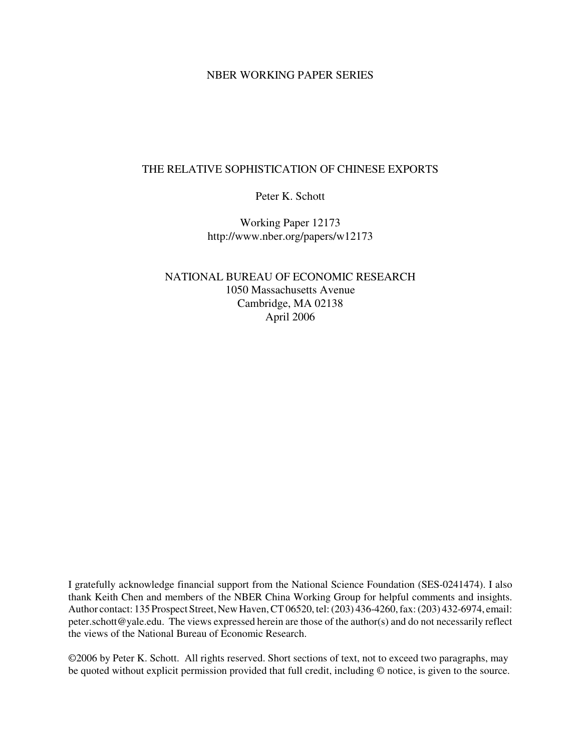NBER WORKING PAPER SERIES

# THE RELATIVE SOPHISTICATION OF CHINESE EXPORTS

Peter K. Schott

Working Paper 12173
http://www.nber.org/papers/w12173

NATIONAL BUREAU OF ECONOMIC RESEARCH
1050 Massachusetts Avenue
Cambridge, MA 02138
April 2006

I gratefully acknowledge financial support from the National Science Foundation (SES-0241474). I also thank Keith Chen and members of the NBER China Working Group for helpful comments and insights. Author contact: 135 Prospect Street, New Haven, CT 06520, tel: (203) 436-4260, fax: (203) 432-6974, email: peter.schott@yale.edu. The views expressed herein are those of the author(s) and do not necessarily reflect the views of the National Bureau of Economic Research.

©2006 by Peter K. Schott. All rights reserved. Short sections of text, not to exceed two paragraphs, may be quoted without explicit permission provided that full credit, including © notice, is given to the source.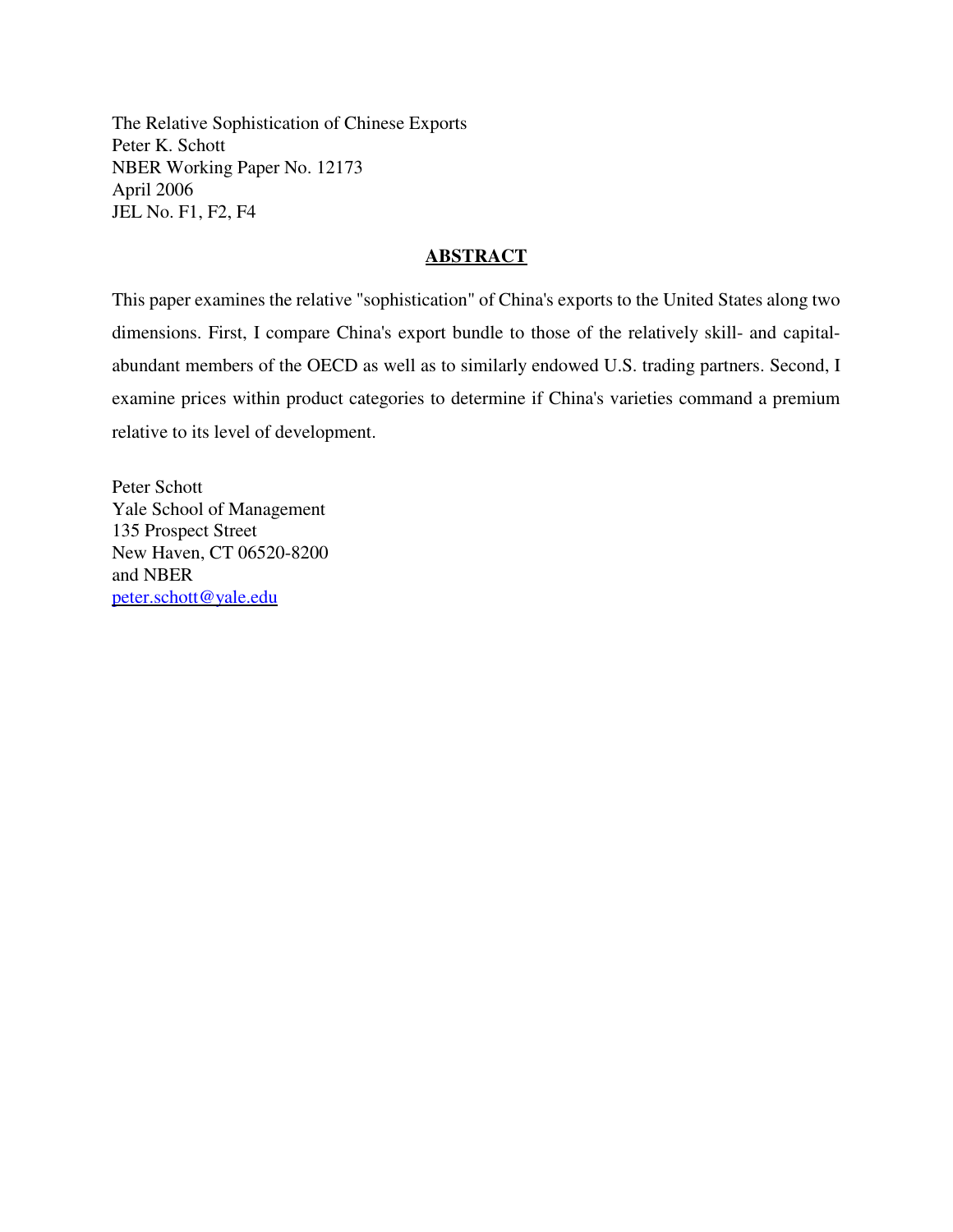The Relative Sophistication of Chinese Exports
Peter K. Schott
NBER Working Paper No. 12173
April 2006
JEL No. F1, F2, F4

## ABSTRACT

This paper examines the relative "sophistication" of China's exports to the United States along two dimensions. First, I compare China's export bundle to those of the relatively skill- and capital-abundant members of the OECD as well as to similarly endowed U.S. trading partners. Second, I examine prices within product categories to determine if China's varieties command a premium relative to its level of development.

Peter Schott
Yale School of Management
135 Prospect Street
New Haven, CT 06520-8200
and NBER
peter.schott@yale.edu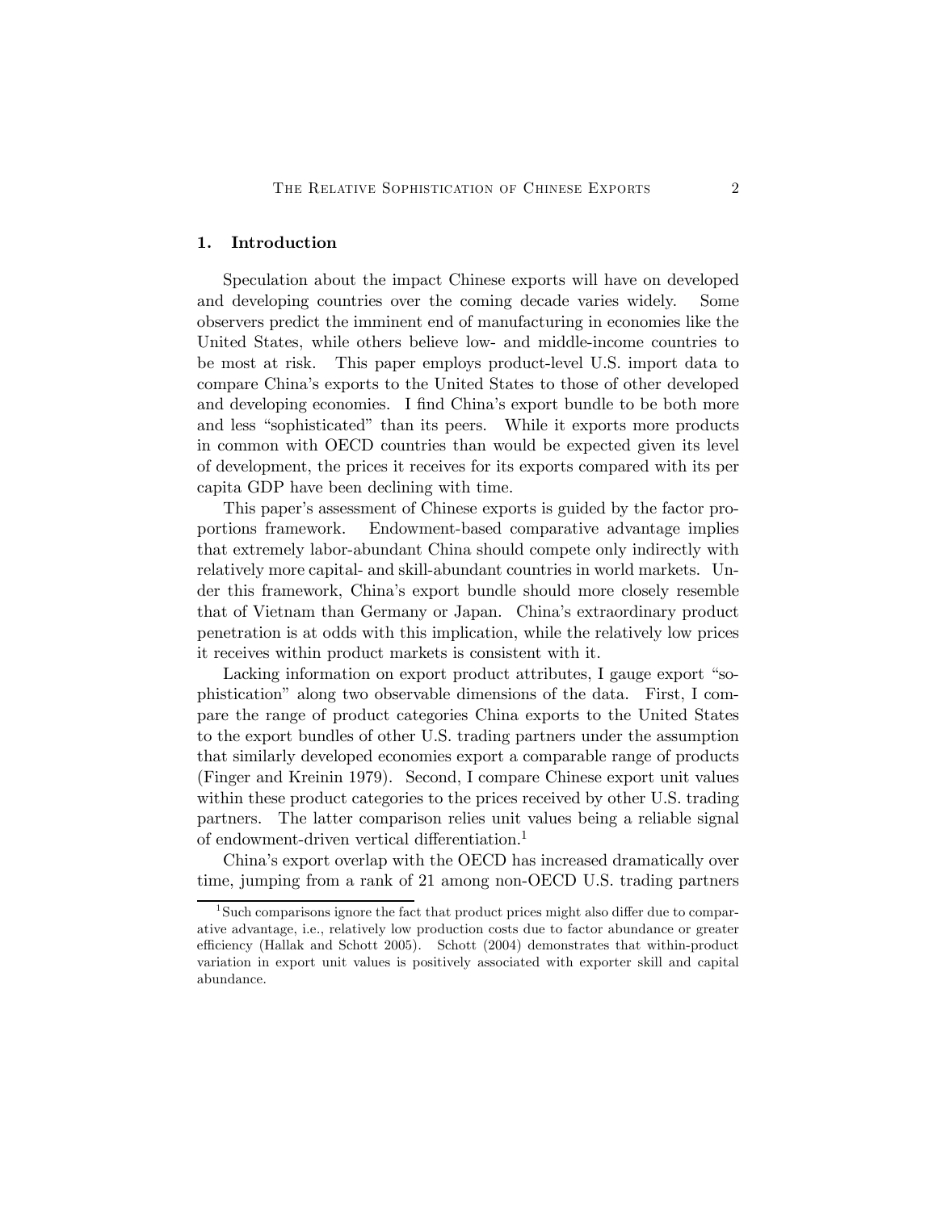## 1. Introduction

Speculation about the impact Chinese exports will have on developed and developing countries over the coming decade varies widely. Some observers predict the imminent end of manufacturing in economies like the United States, while others believe low- and middle-income countries to be most at risk. This paper employs product-level U.S. import data to compare China's exports to the United States to those of other developed and developing economies. I find China's export bundle to be both more and less "sophisticated" than its peers. While it exports more products in common with OECD countries than would be expected given its level of development, the prices it receives for its exports compared with its per capita GDP have been declining with time.

This paper's assessment of Chinese exports is guided by the factor proportions framework. Endowment-based comparative advantage implies that extremely labor-abundant China should compete only indirectly with relatively more capital- and skill-abundant countries in world markets. Under this framework, China's export bundle should more closely resemble that of Vietnam than Germany or Japan. China's extraordinary product penetration is at odds with this implication, while the relatively low prices it receives within product markets is consistent with it.

Lacking information on export product attributes, I gauge export "sophistication" along two observable dimensions of the data. First, I compare the range of product categories China exports to the United States to the export bundles of other U.S. trading partners under the assumption that similarly developed economies export a comparable range of products (Finger and Kreinin 1979). Second, I compare Chinese export unit values within these product categories to the prices received by other U.S. trading partners. The latter comparison relies unit values being a reliable signal of endowment-driven vertical differentiation.[1]

China's export overlap with the OECD has increased dramatically over time, jumping from a rank of 21 among non-OECD U.S. trading partners

[1] Such comparisons ignore the fact that product prices might also differ due to comparative advantage, i.e., relatively low production costs due to factor abundance or greater efficiency (Hallak and Schott 2005). Schott (2004) demonstrates that within-product variation in export unit values is positively associated with exporter skill and capital abundance.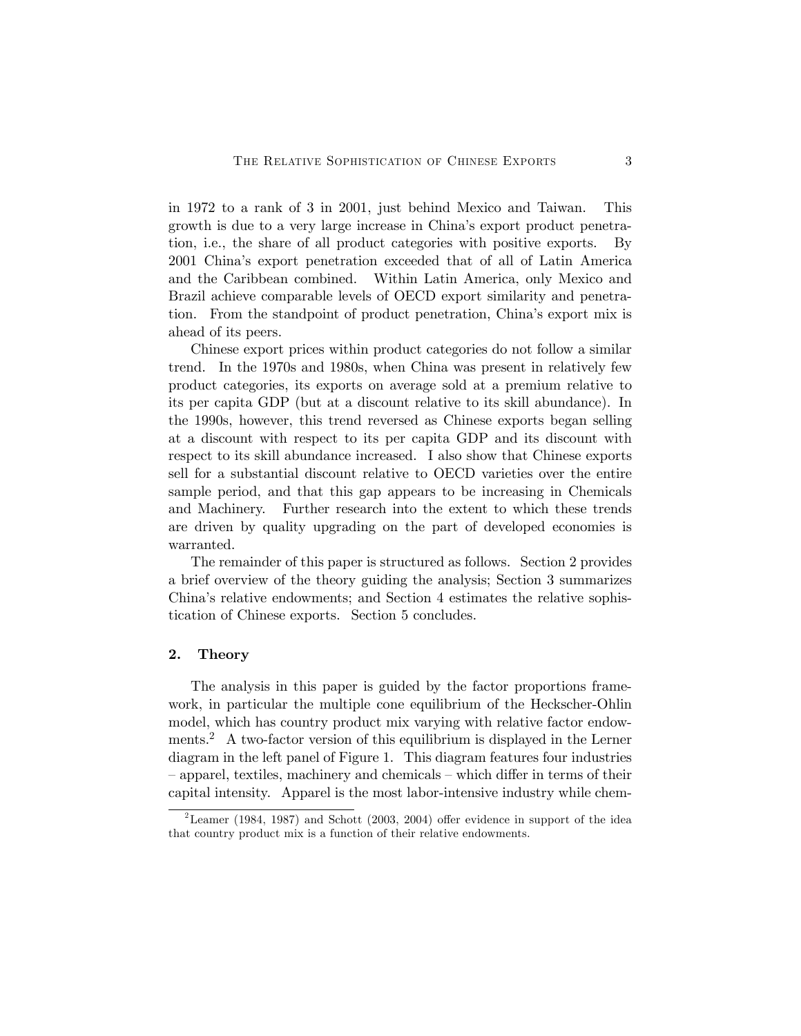in 1972 to a rank of 3 in 2001, just behind Mexico and Taiwan. This growth is due to a very large increase in China's export product penetration, i.e., the share of all product categories with positive exports. By 2001 China's export penetration exceeded that of all of Latin America and the Caribbean combined. Within Latin America, only Mexico and Brazil achieve comparable levels of OECD export similarity and penetration. From the standpoint of product penetration, China's export mix is ahead of its peers.

Chinese export prices within product categories do not follow a similar trend. In the 1970s and 1980s, when China was present in relatively few product categories, its exports on average sold at a premium relative to its per capita GDP (but at a discount relative to its skill abundance). In the 1990s, however, this trend reversed as Chinese exports began selling at a discount with respect to its per capita GDP and its discount with respect to its skill abundance increased. I also show that Chinese exports sell for a substantial discount relative to OECD varieties over the entire sample period, and that this gap appears to be increasing in Chemicals and Machinery. Further research into the extent to which these trends are driven by quality upgrading on the part of developed economies is warranted.

The remainder of this paper is structured as follows. Section 2 provides a brief overview of the theory guiding the analysis; Section 3 summarizes China's relative endowments; and Section 4 estimates the relative sophistication of Chinese exports. Section 5 concludes.

## 2. Theory

The analysis in this paper is guided by the factor proportions framework, in particular the multiple cone equilibrium of the Heckscher-Ohlin model, which has country product mix varying with relative factor endowments.[2] A two-factor version of this equilibrium is displayed in the Lerner diagram in the left panel of Figure 1. This diagram features four industries – apparel, textiles, machinery and chemicals – which differ in terms of their capital intensity. Apparel is the most labor-intensive industry while chem-

[2] Leamer (1984, 1987) and Schott (2003, 2004) offer evidence in support of the idea that country product mix is a function of their relative endowments.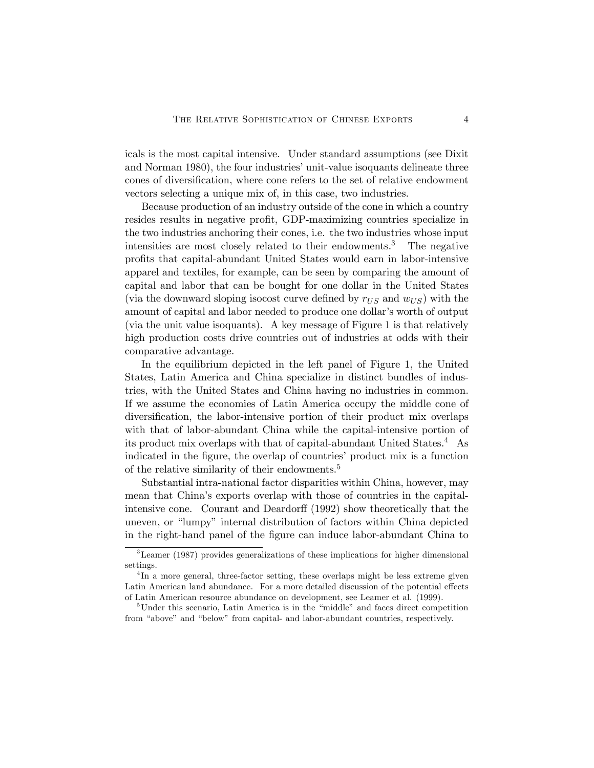icals is the most capital intensive. Under standard assumptions (see Dixit and Norman 1980), the four industries' unit-value isoquants delineate three cones of diversification, where cone refers to the set of relative endowment vectors selecting a unique mix of, in this case, two industries.

Because production of an industry outside of the cone in which a country resides results in negative profit, GDP-maximizing countries specialize in the two industries anchoring their cones, i.e. the two industries whose input intensities are most closely related to their endowments.[3] The negative profits that capital-abundant United States would earn in labor-intensive apparel and textiles, for example, can be seen by comparing the amount of capital and labor that can be bought for one dollar in the United States (via the downward sloping isocost curve defined by $r_{US}$ and $w_{US}$) with the amount of capital and labor needed to produce one dollar's worth of output (via the unit value isoquants). A key message of Figure 1 is that relatively high production costs drive countries out of industries at odds with their comparative advantage.

In the equilibrium depicted in the left panel of Figure 1, the United States, Latin America and China specialize in distinct bundles of industries, with the United States and China having no industries in common. If we assume the economies of Latin America occupy the middle cone of diversification, the labor-intensive portion of their product mix overlaps with that of labor-abundant China while the capital-intensive portion of its product mix overlaps with that of capital-abundant United States.[4] As indicated in the figure, the overlap of countries' product mix is a function of the relative similarity of their endowments.[5]

Substantial intra-national factor disparities within China, however, may mean that China's exports overlap with those of countries in the capital-intensive cone. Courant and Deardorff (1992) show theoretically that the uneven, or "lumpy" internal distribution of factors within China depicted in the right-hand panel of the figure can induce labor-abundant China to

[3] Leamer (1987) provides generalizations of these implications for higher dimensional settings.

[4] In a more general, three-factor setting, these overlaps might be less extreme given Latin American land abundance. For a more detailed discussion of the potential effects of Latin American resource abundance on development, see Leamer et al. (1999).

[5] Under this scenario, Latin America is in the "middle" and faces direct competition from "above" and "below" from capital- and labor-abundant countries, respectively.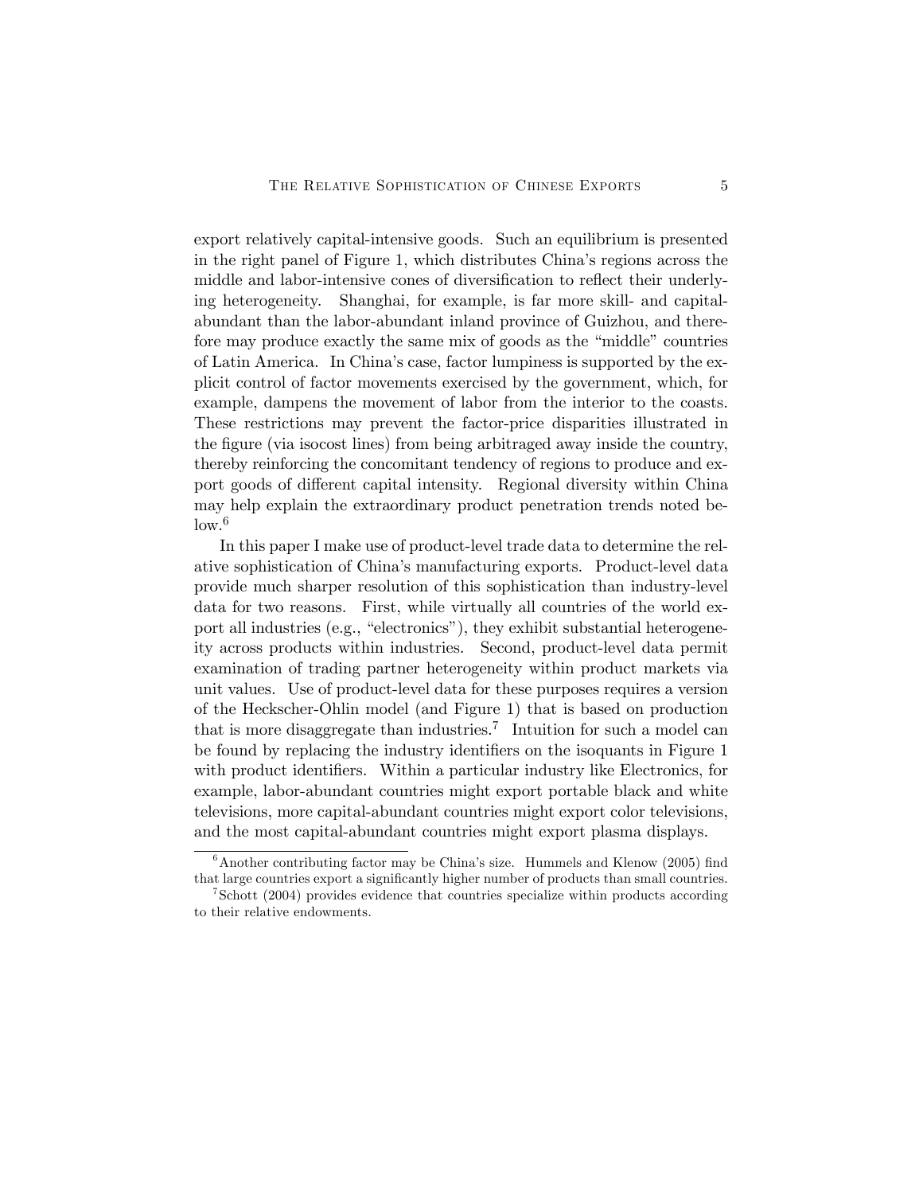export relatively capital-intensive goods. Such an equilibrium is presented in the right panel of Figure 1, which distributes China's regions across the middle and labor-intensive cones of diversification to reflect their underlying heterogeneity. Shanghai, for example, is far more skill- and capital-abundant than the labor-abundant inland province of Guizhou, and therefore may produce exactly the same mix of goods as the "middle" countries of Latin America. In China's case, factor lumpiness is supported by the explicit control of factor movements exercised by the government, which, for example, dampens the movement of labor from the interior to the coasts. These restrictions may prevent the factor-price disparities illustrated in the figure (via isocost lines) from being arbitraged away inside the country, thereby reinforcing the concomitant tendency of regions to produce and export goods of different capital intensity. Regional diversity within China may help explain the extraordinary product penetration trends noted below.[6]

In this paper I make use of product-level trade data to determine the relative sophistication of China's manufacturing exports. Product-level data provide much sharper resolution of this sophistication than industry-level data for two reasons. First, while virtually all countries of the world export all industries (e.g., "electronics"), they exhibit substantial heterogeneity across products within industries. Second, product-level data permit examination of trading partner heterogeneity within product markets via unit values. Use of product-level data for these purposes requires a version of the Heckscher-Ohlin model (and Figure 1) that is based on production that is more disaggregate than industries.[7] Intuition for such a model can be found by replacing the industry identifiers on the isoquants in Figure 1 with product identifiers. Within a particular industry like Electronics, for example, labor-abundant countries might export portable black and white televisions, more capital-abundant countries might export color televisions, and the most capital-abundant countries might export plasma displays.

[6] Another contributing factor may be China's size. Hummels and Klenow (2005) find that large countries export a significantly higher number of products than small countries.

[7] Schott (2004) provides evidence that countries specialize within products according to their relative endowments.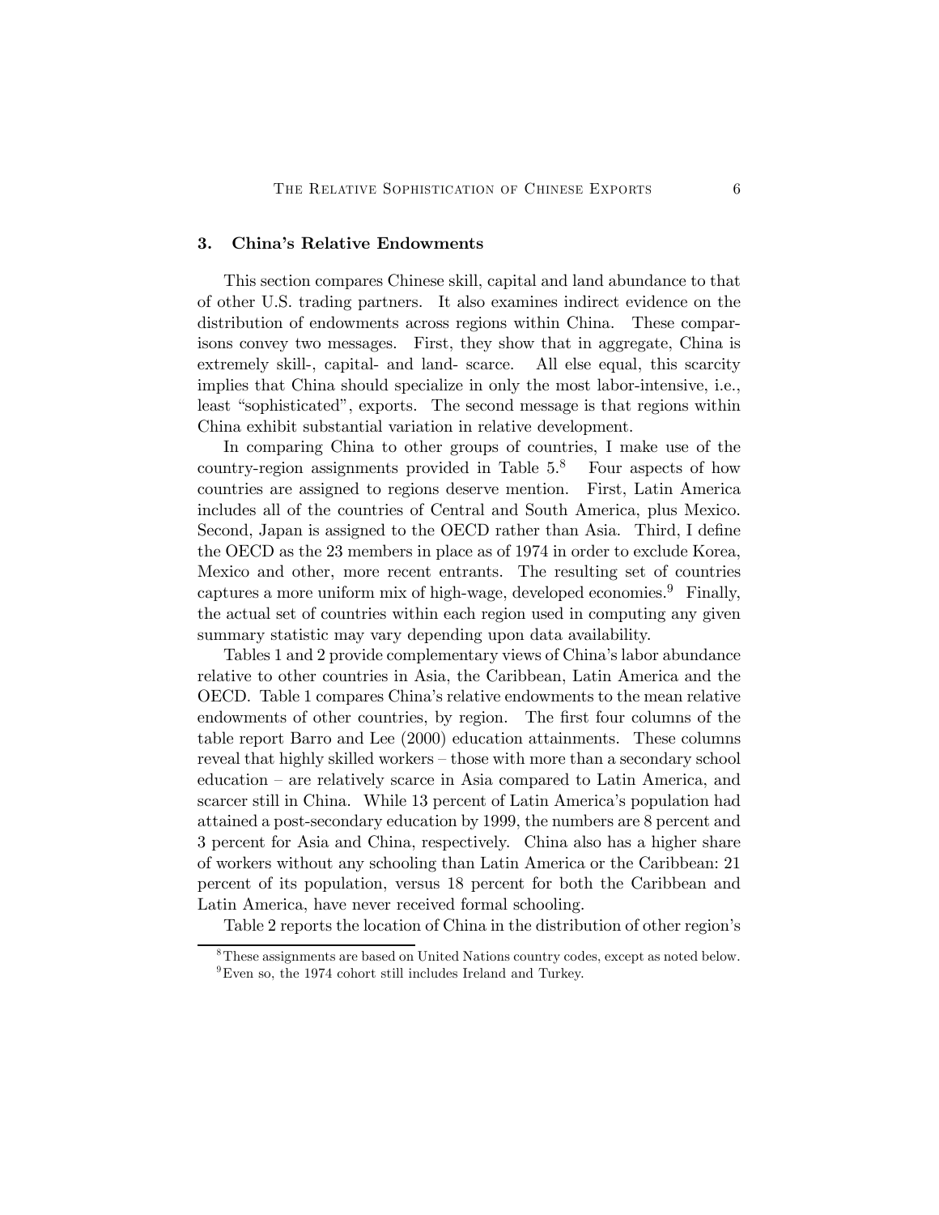## 3. China's Relative Endowments

This section compares Chinese skill, capital and land abundance to that of other U.S. trading partners. It also examines indirect evidence on the distribution of endowments across regions within China. These comparisons convey two messages. First, they show that in aggregate, China is extremely skill-, capital- and land- scarce. All else equal, this scarcity implies that China should specialize in only the most labor-intensive, i.e., least "sophisticated", exports. The second message is that regions within China exhibit substantial variation in relative development.

In comparing China to other groups of countries, I make use of the country-region assignments provided in Table 5.[8] Four aspects of how countries are assigned to regions deserve mention. First, Latin America includes all of the countries of Central and South America, plus Mexico. Second, Japan is assigned to the OECD rather than Asia. Third, I define the OECD as the 23 members in place as of 1974 in order to exclude Korea, Mexico and other, more recent entrants. The resulting set of countries captures a more uniform mix of high-wage, developed economies.[9] Finally, the actual set of countries within each region used in computing any given summary statistic may vary depending upon data availability.

Tables 1 and 2 provide complementary views of China's labor abundance relative to other countries in Asia, the Caribbean, Latin America and the OECD. Table 1 compares China's relative endowments to the mean relative endowments of other countries, by region. The first four columns of the table report Barro and Lee (2000) education attainments. These columns reveal that highly skilled workers – those with more than a secondary school education – are relatively scarce in Asia compared to Latin America, and scarcer still in China. While 13 percent of Latin America's population had attained a post-secondary education by 1999, the numbers are 8 percent and 3 percent for Asia and China, respectively. China also has a higher share of workers without any schooling than Latin America or the Caribbean: 21 percent of its population, versus 18 percent for both the Caribbean and Latin America, have never received formal schooling.

Table 2 reports the location of China in the distribution of other region's

---

[8] These assignments are based on United Nations country codes, except as noted below.

[9] Even so, the 1974 cohort still includes Ireland and Turkey.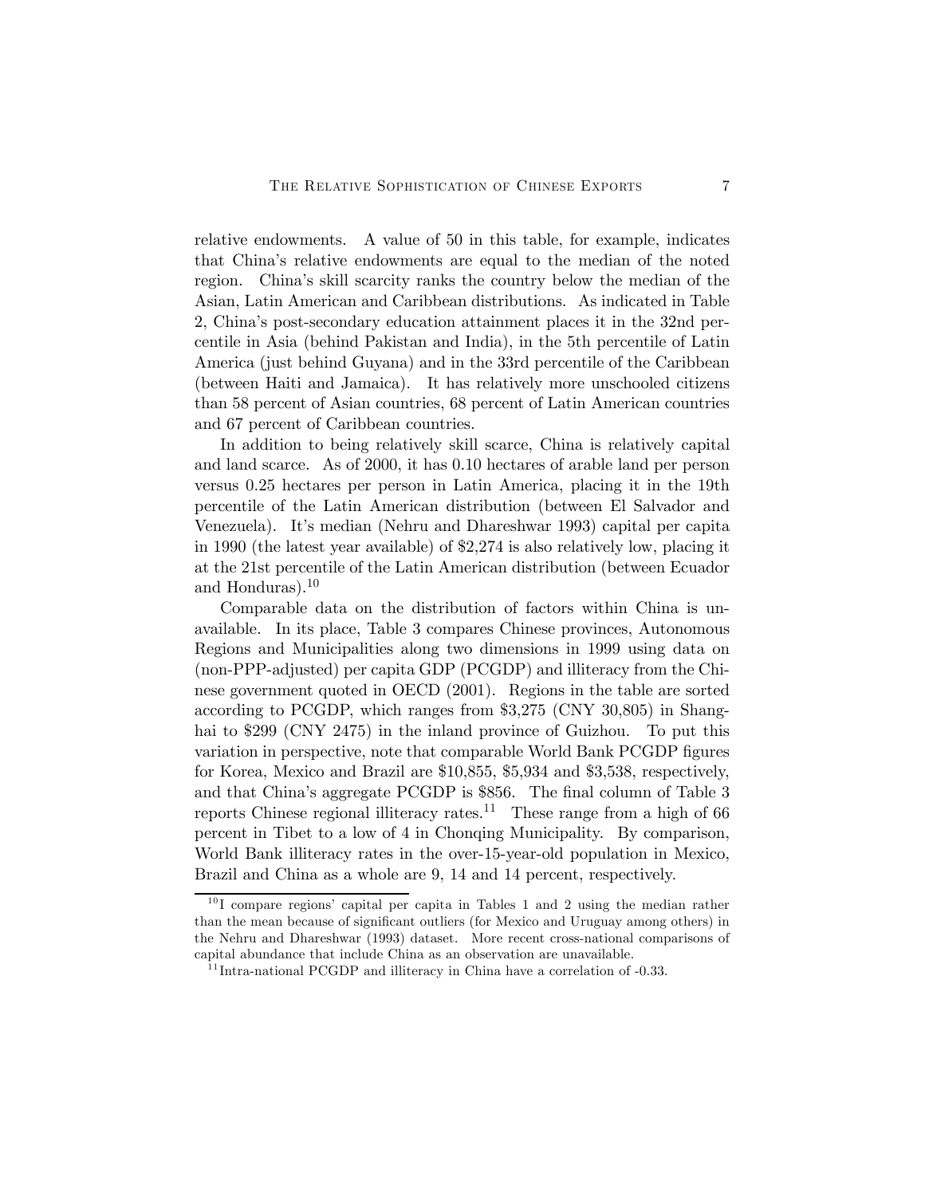relative endowments. A value of 50 in this table, for example, indicates that China's relative endowments are equal to the median of the noted region. China's skill scarcity ranks the country below the median of the Asian, Latin American and Caribbean distributions. As indicated in Table 2, China's post-secondary education attainment places it in the 32nd percentile in Asia (behind Pakistan and India), in the 5th percentile of Latin America (just behind Guyana) and in the 33rd percentile of the Caribbean (between Haiti and Jamaica). It has relatively more unschooled citizens than 58 percent of Asian countries, 68 percent of Latin American countries and 67 percent of Caribbean countries.

In addition to being relatively skill scarce, China is relatively capital and land scarce. As of 2000, it has 0.10 hectares of arable land per person versus 0.25 hectares per person in Latin America, placing it in the 19th percentile of the Latin American distribution (between El Salvador and Venezuela). It's median (Nehru and Dhareshwar 1993) capital per capita in 1990 (the latest year available) of $2,274 is also relatively low, placing it at the 21st percentile of the Latin American distribution (between Ecuador and Honduras).[10]

Comparable data on the distribution of factors within China is unavailable. In its place, Table 3 compares Chinese provinces, Autonomous Regions and Municipalities along two dimensions in 1999 using data on (non-PPP-adjusted) per capita GDP (PCGDP) and illiteracy from the Chinese government quoted in OECD (2001). Regions in the table are sorted according to PCGDP, which ranges from $3,275 (CNY 30,805) in Shanghai to $299 (CNY 2475) in the inland province of Guizhou. To put this variation in perspective, note that comparable World Bank PCGDP figures for Korea, Mexico and Brazil are $10,855, $5,934 and $3,538, respectively, and that China's aggregate PCGDP is $856. The final column of Table 3 reports Chinese regional illiteracy rates.[11] These range from a high of 66 percent in Tibet to a low of 4 in Chonqing Municipality. By comparison, World Bank illiteracy rates in the over-15-year-old population in Mexico, Brazil and China as a whole are 9, 14 and 14 percent, respectively.

[10] I compare regions' capital per capita in Tables 1 and 2 using the median rather than the mean because of significant outliers (for Mexico and Uruguay among others) in the Nehru and Dhareshwar (1993) dataset. More recent cross-national comparisons of capital abundance that include China as an observation are unavailable.

[11] Intra-national PCGDP and illiteracy in China have a correlation of -0.33.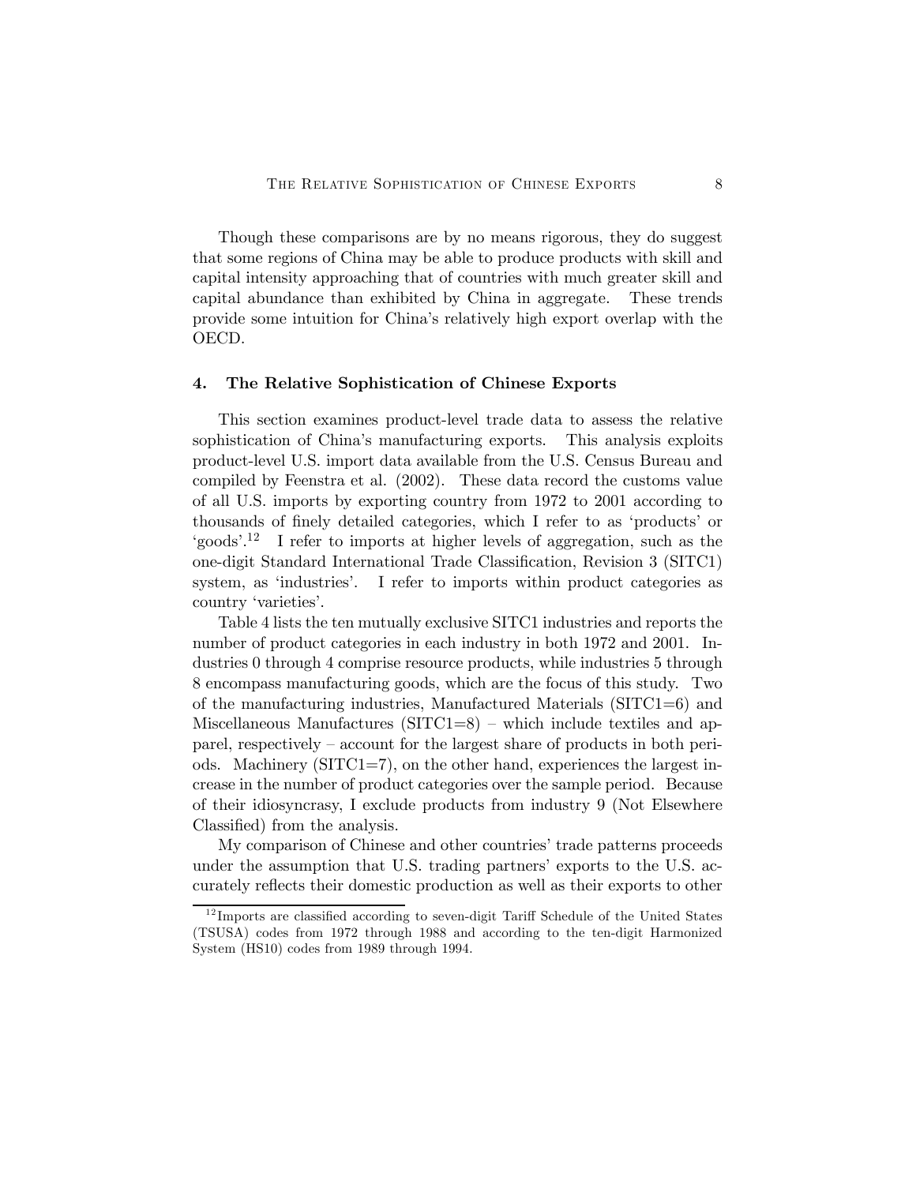Though these comparisons are by no means rigorous, they do suggest that some regions of China may be able to produce products with skill and capital intensity approaching that of countries with much greater skill and capital abundance than exhibited by China in aggregate. These trends provide some intuition for China's relatively high export overlap with the OECD.

## 4. The Relative Sophistication of Chinese Exports

This section examines product-level trade data to assess the relative sophistication of China's manufacturing exports. This analysis exploits product-level U.S. import data available from the U.S. Census Bureau and compiled by Feenstra et al. (2002). These data record the customs value of all U.S. imports by exporting country from 1972 to 2001 according to thousands of finely detailed categories, which I refer to as 'products' or 'goods'.[12] I refer to imports at higher levels of aggregation, such as the one-digit Standard International Trade Classification, Revision 3 (SITC1) system, as 'industries'. I refer to imports within product categories as country 'varieties'.

Table 4 lists the ten mutually exclusive SITC1 industries and reports the number of product categories in each industry in both 1972 and 2001. Industries 0 through 4 comprise resource products, while industries 5 through 8 encompass manufacturing goods, which are the focus of this study. Two of the manufacturing industries, Manufactured Materials (SITC1=6) and Miscellaneous Manufactures (SITC1=8) – which include textiles and apparel, respectively – account for the largest share of products in both periods. Machinery (SITC1=7), on the other hand, experiences the largest increase in the number of product categories over the sample period. Because of their idiosyncrasy, I exclude products from industry 9 (Not Elsewhere Classified) from the analysis.

My comparison of Chinese and other countries' trade patterns proceeds under the assumption that U.S. trading partners' exports to the U.S. accurately reflects their domestic production as well as their exports to other

[12] Imports are classified according to seven-digit Tariff Schedule of the United States (TSUSA) codes from 1972 through 1988 and according to the ten-digit Harmonized System (HS10) codes from 1989 through 1994.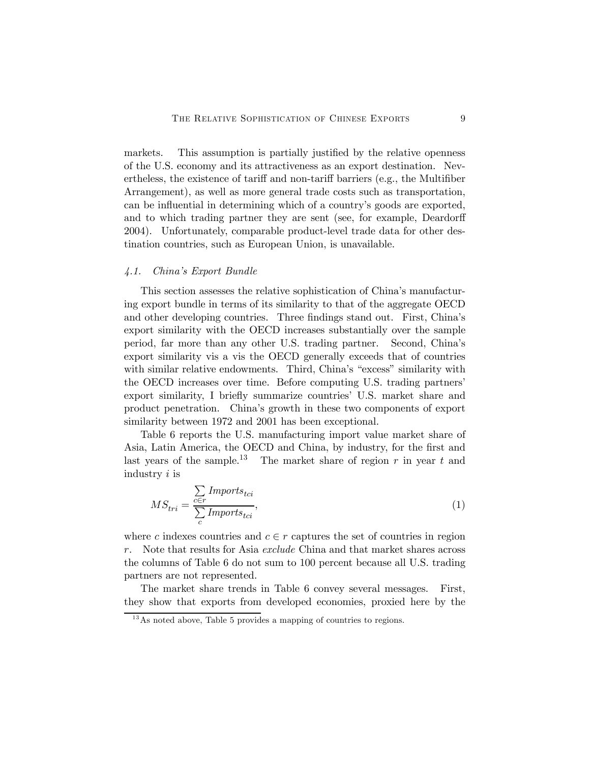markets. This assumption is partially justified by the relative openness of the U.S. economy and its attractiveness as an export destination. Nevertheless, the existence of tariff and non-tariff barriers (e.g., the Multifiber Arrangement), as well as more general trade costs such as transportation, can be influential in determining which of a country's goods are exported, and to which trading partner they are sent (see, for example, Deardorff 2004). Unfortunately, comparable product-level trade data for other destination countries, such as European Union, is unavailable.

### *4.1. China's Export Bundle*

This section assesses the relative sophistication of China's manufacturing export bundle in terms of its similarity to that of the aggregate OECD and other developing countries. Three findings stand out. First, China's export similarity with the OECD increases substantially over the sample period, far more than any other U.S. trading partner. Second, China's export similarity vis a vis the OECD generally exceeds that of countries with similar relative endowments. Third, China's "excess" similarity with the OECD increases over time. Before computing U.S. trading partners' export similarity, I briefly summarize countries' U.S. market share and product penetration. China's growth in these two components of export similarity between 1972 and 2001 has been exceptional.

Table 6 reports the U.S. manufacturing import value market share of Asia, Latin America, the OECD and China, by industry, for the first and last years of the sample.[13] The market share of region $r$ in year $t$ and industry $i$ is

$$MS_{tri} = \frac{\sum_{c \in r} Imports_{tci}}{\sum_{c} Imports_{tci}}, \tag{1}$$

where $c$ indexes countries and $c \in r$ captures the set of countries in region $r$. Note that results for Asia *exclude* China and that market shares across the columns of Table 6 do not sum to 100 percent because all U.S. trading partners are not represented.

The market share trends in Table 6 convey several messages. First, they show that exports from developed economies, proxied here by the

[13] As noted above, Table 5 provides a mapping of countries to regions.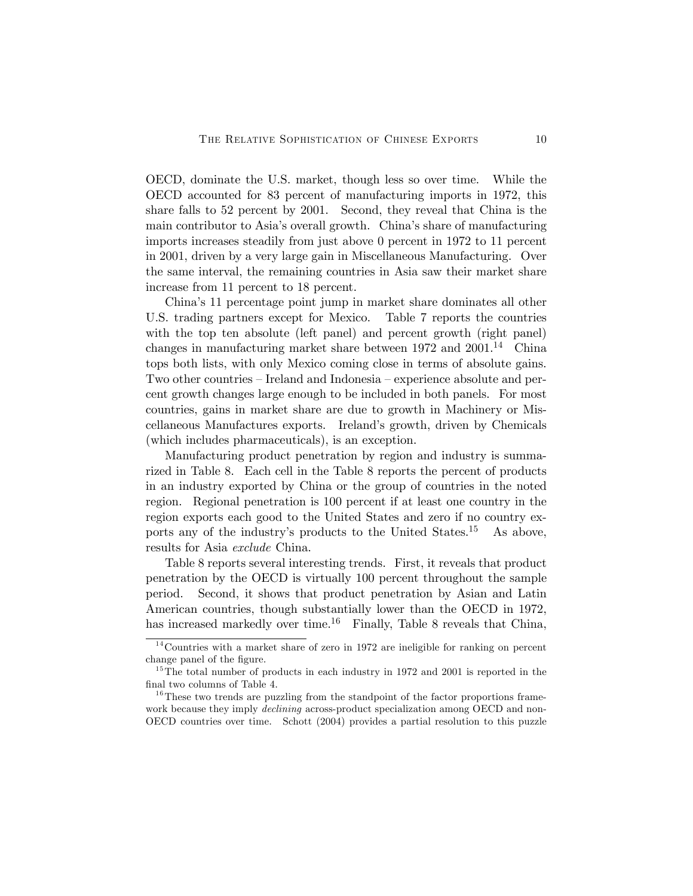OECD, dominate the U.S. market, though less so over time. While the OECD accounted for 83 percent of manufacturing imports in 1972, this share falls to 52 percent by 2001. Second, they reveal that China is the main contributor to Asia's overall growth. China's share of manufacturing imports increases steadily from just above 0 percent in 1972 to 11 percent in 2001, driven by a very large gain in Miscellaneous Manufacturing. Over the same interval, the remaining countries in Asia saw their market share increase from 11 percent to 18 percent.

China's 11 percentage point jump in market share dominates all other U.S. trading partners except for Mexico. Table 7 reports the countries with the top ten absolute (left panel) and percent growth (right panel) changes in manufacturing market share between 1972 and 2001.[14] China tops both lists, with only Mexico coming close in terms of absolute gains. Two other countries – Ireland and Indonesia – experience absolute and percent growth changes large enough to be included in both panels. For most countries, gains in market share are due to growth in Machinery or Miscellaneous Manufactures exports. Ireland's growth, driven by Chemicals (which includes pharmaceuticals), is an exception.

Manufacturing product penetration by region and industry is summarized in Table 8. Each cell in the Table 8 reports the percent of products in an industry exported by China or the group of countries in the noted region. Regional penetration is 100 percent if at least one country in the region exports each good to the United States and zero if no country exports any of the industry's products to the United States.[15] As above, results for Asia *exclude* China.

Table 8 reports several interesting trends. First, it reveals that product penetration by the OECD is virtually 100 percent throughout the sample period. Second, it shows that product penetration by Asian and Latin American countries, though substantially lower than the OECD in 1972, has increased markedly over time.[16] Finally, Table 8 reveals that China,

[14] Countries with a market share of zero in 1972 are ineligible for ranking on percent change panel of the figure.

[15] The total number of products in each industry in 1972 and 2001 is reported in the final two columns of Table 4.

[16] These two trends are puzzling from the standpoint of the factor proportions framework because they imply *declining* across-product specialization among OECD and non-OECD countries over time. Schott (2004) provides a partial resolution to this puzzle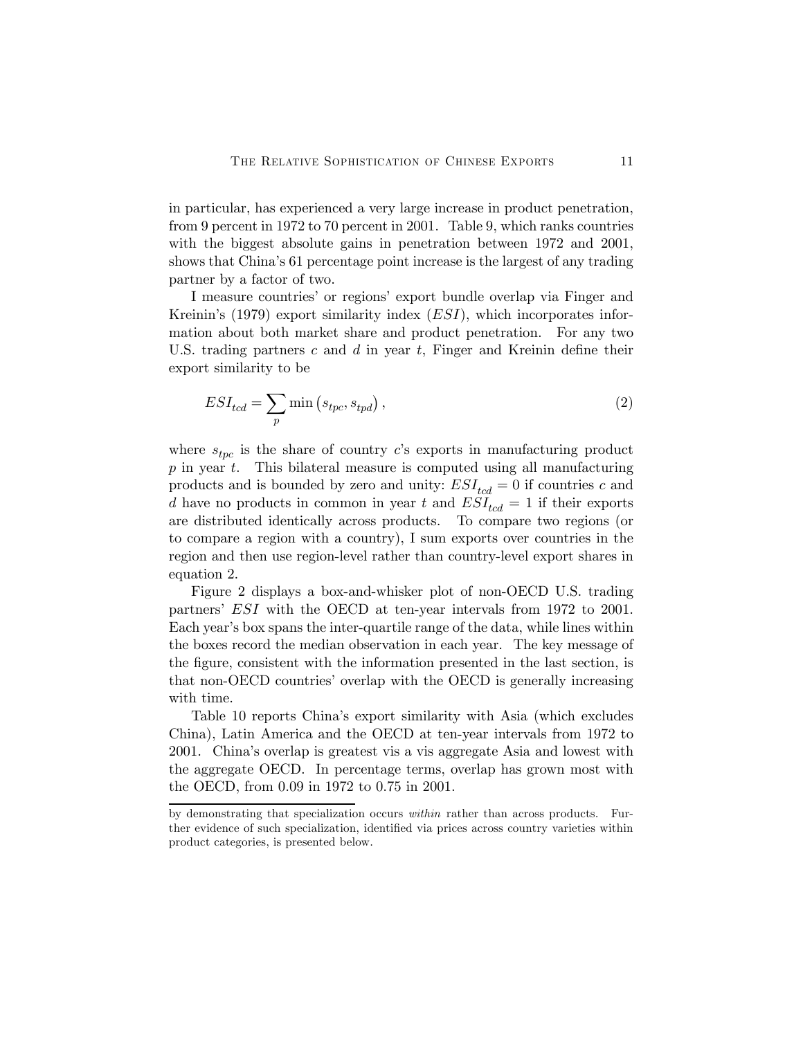in particular, has experienced a very large increase in product penetration, from 9 percent in 1972 to 70 percent in 2001. Table 9, which ranks countries with the biggest absolute gains in penetration between 1972 and 2001, shows that China's 61 percentage point increase is the largest of any trading partner by a factor of two.

I measure countries' or regions' export bundle overlap via Finger and Kreinin's (1979) export similarity index ($ESI$), which incorporates information about both market share and product penetration. For any two U.S. trading partners $c$ and $d$ in year $t$, Finger and Kreinin define their export similarity to be

$$ESI_{tcd} = \sum_{p} \min\left(s_{tpc}, s_{tpd}\right), \tag{2}$$

where $s_{tpc}$ is the share of country $c$'s exports in manufacturing product $p$ in year $t$. This bilateral measure is computed using all manufacturing products and is bounded by zero and unity: $ESI_{tcd} = 0$ if countries $c$ and $d$ have no products in common in year $t$ and $ESI_{tcd} = 1$ if their exports are distributed identically across products. To compare two regions (or to compare a region with a country), I sum exports over countries in the region and then use region-level rather than country-level export shares in equation 2.

Figure 2 displays a box-and-whisker plot of non-OECD U.S. trading partners' $ESI$ with the OECD at ten-year intervals from 1972 to 2001. Each year's box spans the inter-quartile range of the data, while lines within the boxes record the median observation in each year. The key message of the figure, consistent with the information presented in the last section, is that non-OECD countries' overlap with the OECD is generally increasing with time.

Table 10 reports China's export similarity with Asia (which excludes China), Latin America and the OECD at ten-year intervals from 1972 to 2001. China's overlap is greatest vis a vis aggregate Asia and lowest with the aggregate OECD. In percentage terms, overlap has grown most with the OECD, from 0.09 in 1972 to 0.75 in 2001.

---

by demonstrating that specialization occurs *within* rather than across products. Further evidence of such specialization, identified via prices across country varieties within product categories, is presented below.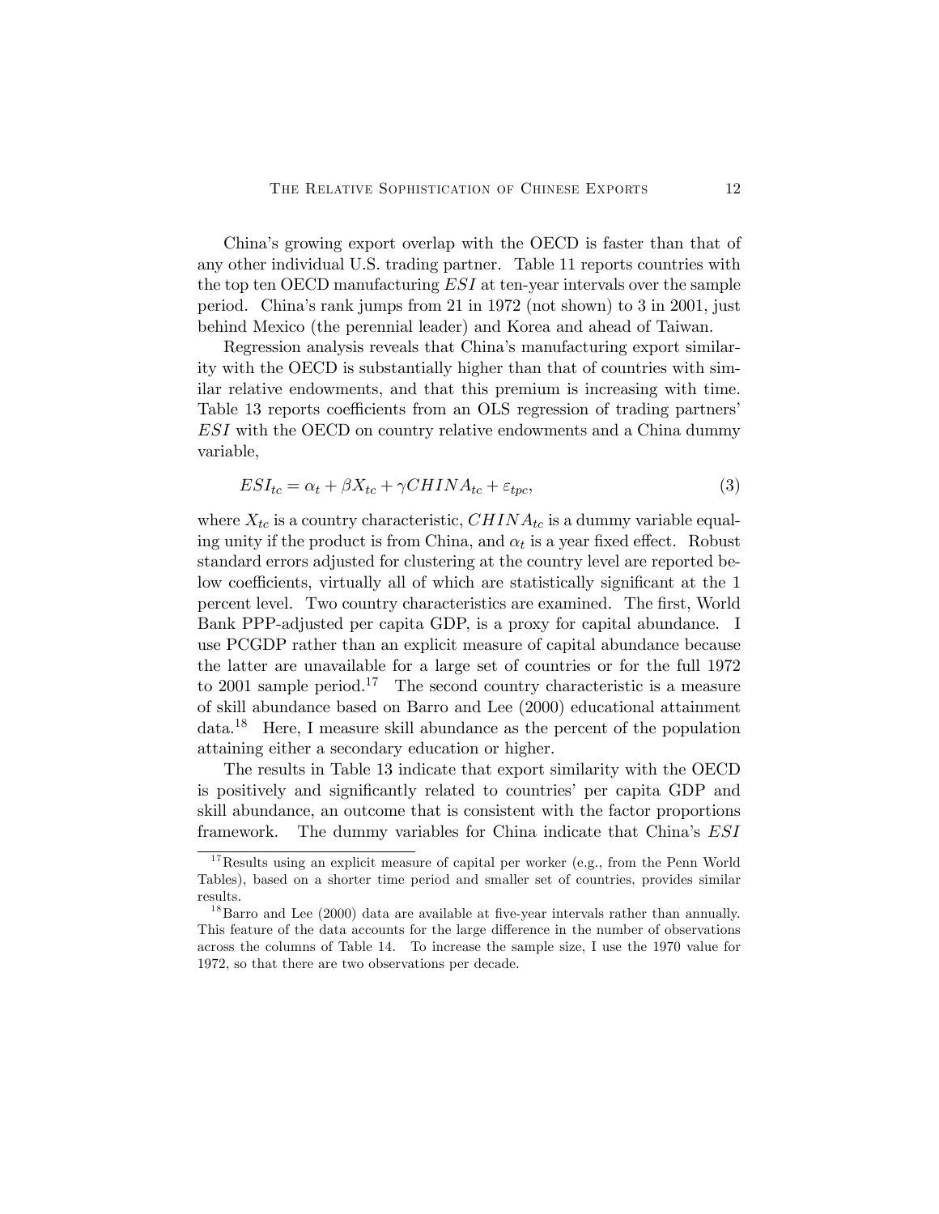China's growing export overlap with the OECD is faster than that of any other individual U.S. trading partner. Table 11 reports countries with the top ten OECD manufacturing $ESI$ at ten-year intervals over the sample period. China's rank jumps from 21 in 1972 (not shown) to 3 in 2001, just behind Mexico (the perennial leader) and Korea and ahead of Taiwan.

Regression analysis reveals that China's manufacturing export similarity with the OECD is substantially higher than that of countries with similar relative endowments, and that this premium is increasing with time. Table 13 reports coefficients from an OLS regression of trading partners' $ESI$ with the OECD on country relative endowments and a China dummy variable,

$$ESI_{tc} = \alpha_t + \beta X_{tc} + \gamma CHINA_{tc} + \varepsilon_{tpc}, \tag{3}$$

where $X_{tc}$ is a country characteristic, $CHINA_{tc}$ is a dummy variable equaling unity if the product is from China, and $\alpha_t$ is a year fixed effect. Robust standard errors adjusted for clustering at the country level are reported below coefficients, virtually all of which are statistically significant at the 1 percent level. Two country characteristics are examined. The first, World Bank PPP-adjusted per capita GDP, is a proxy for capital abundance. I use PCGDP rather than an explicit measure of capital abundance because the latter are unavailable for a large set of countries or for the full 1972 to 2001 sample period.[17] The second country characteristic is a measure of skill abundance based on Barro and Lee (2000) educational attainment data.[18] Here, I measure skill abundance as the percent of the population attaining either a secondary education or higher.

The results in Table 13 indicate that export similarity with the OECD is positively and significantly related to countries' per capita GDP and skill abundance, an outcome that is consistent with the factor proportions framework. The dummy variables for China indicate that China's $ESI$

[17] Results using an explicit measure of capital per worker (e.g., from the Penn World Tables), based on a shorter time period and smaller set of countries, provides similar results.

[18] Barro and Lee (2000) data are available at five-year intervals rather than annually. This feature of the data accounts for the large difference in the number of observations across the columns of Table 14. To increase the sample size, I use the 1970 value for 1972, so that there are two observations per decade.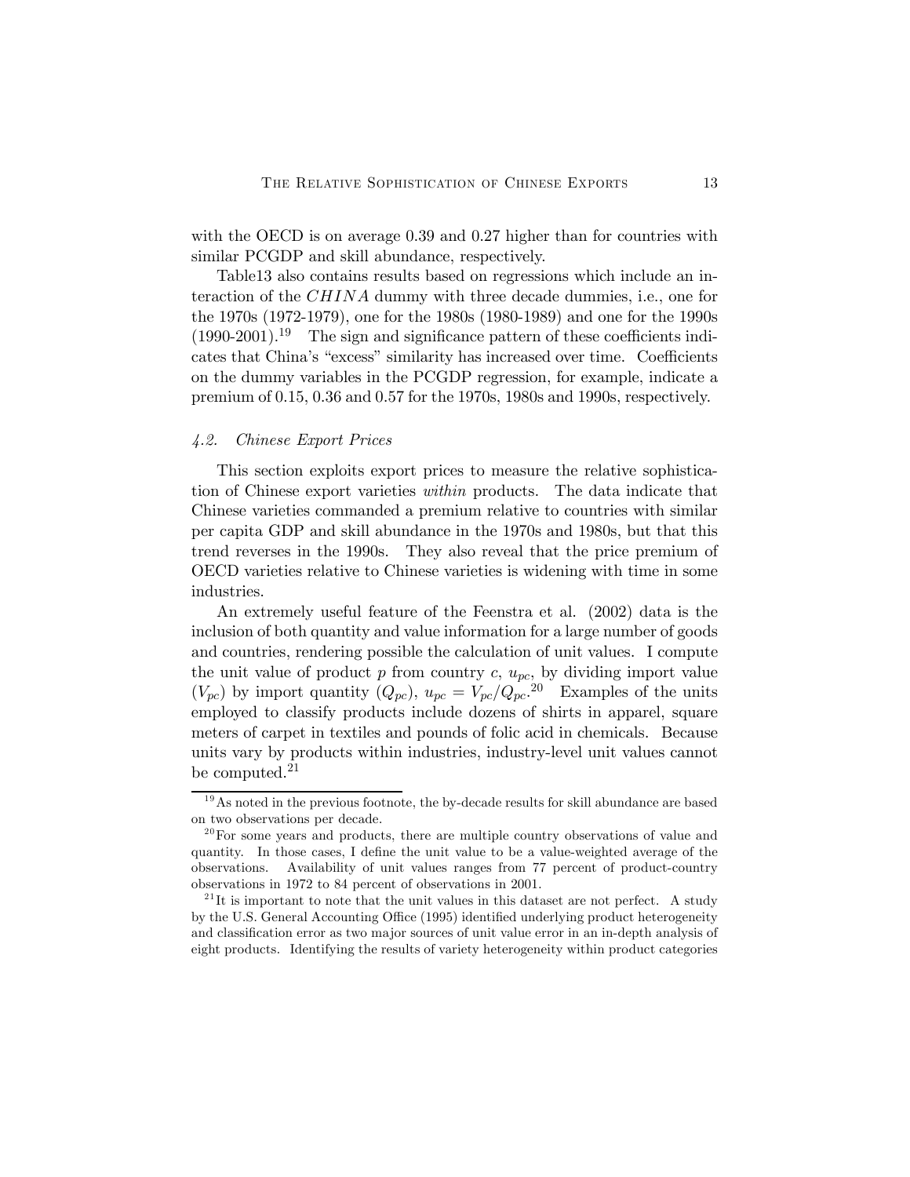with the OECD is on average 0.39 and 0.27 higher than for countries with similar PCGDP and skill abundance, respectively.

Table13 also contains results based on regressions which include an interaction of the $CHINA$ dummy with three decade dummies, i.e., one for the 1970s (1972-1979), one for the 1980s (1980-1989) and one for the 1990s (1990-2001).[19] The sign and significance pattern of these coefficients indicates that China's "excess" similarity has increased over time. Coefficients on the dummy variables in the PCGDP regression, for example, indicate a premium of 0.15, 0.36 and 0.57 for the 1970s, 1980s and 1990s, respectively.

### *4.2. Chinese Export Prices*

This section exploits export prices to measure the relative sophistication of Chinese export varieties *within* products. The data indicate that Chinese varieties commanded a premium relative to countries with similar per capita GDP and skill abundance in the 1970s and 1980s, but that this trend reverses in the 1990s. They also reveal that the price premium of OECD varieties relative to Chinese varieties is widening with time in some industries.

An extremely useful feature of the Feenstra et al. (2002) data is the inclusion of both quantity and value information for a large number of goods and countries, rendering possible the calculation of unit values. I compute the unit value of product $p$ from country $c$, $u_{pc}$, by dividing import value ($V_{pc}$) by import quantity ($Q_{pc}$), $u_{pc} = V_{pc}/Q_{pc}$.[20] Examples of the units employed to classify products include dozens of shirts in apparel, square meters of carpet in textiles and pounds of folic acid in chemicals. Because units vary by products within industries, industry-level unit values cannot be computed.[21]

---

[19] As noted in the previous footnote, the by-decade results for skill abundance are based on two observations per decade.

[20] For some years and products, there are multiple country observations of value and quantity. In those cases, I define the unit value to be a value-weighted average of the observations. Availability of unit values ranges from 77 percent of product-country observations in 1972 to 84 percent of observations in 2001.

[21] It is important to note that the unit values in this dataset are not perfect. A study by the U.S. General Accounting Office (1995) identified underlying product heterogeneity and classification error as two major sources of unit value error in an in-depth analysis of eight products. Identifying the results of variety heterogeneity within product categories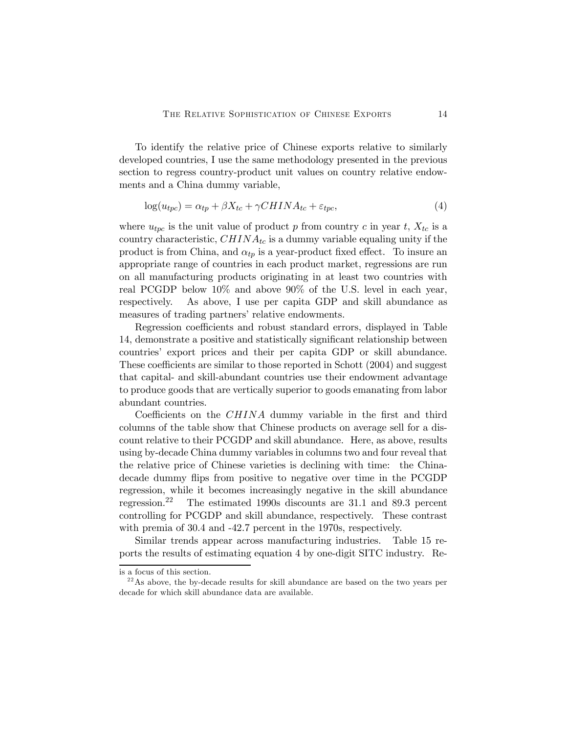To identify the relative price of Chinese exports relative to similarly developed countries, I use the same methodology presented in the previous section to regress country-product unit values on country relative endowments and a China dummy variable,

$$\log(u_{tpc}) = \alpha_{tp} + \beta X_{tc} + \gamma CHINA_{tc} + \varepsilon_{tpc}, \tag{4}$$

where $u_{tpc}$ is the unit value of product $p$ from country $c$ in year $t$, $X_{tc}$ is a country characteristic, $CHINA_{tc}$ is a dummy variable equaling unity if the product is from China, and $\alpha_{tp}$ is a year-product fixed effect. To insure an appropriate range of countries in each product market, regressions are run on all manufacturing products originating in at least two countries with real PCGDP below 10% and above 90% of the U.S. level in each year, respectively. As above, I use per capita GDP and skill abundance as measures of trading partners' relative endowments.

Regression coefficients and robust standard errors, displayed in Table 14, demonstrate a positive and statistically significant relationship between countries' export prices and their per capita GDP or skill abundance. These coefficients are similar to those reported in Schott (2004) and suggest that capital- and skill-abundant countries use their endowment advantage to produce goods that are vertically superior to goods emanating from labor abundant countries.

Coefficients on the $CHINA$ dummy variable in the first and third columns of the table show that Chinese products on average sell for a discount relative to their PCGDP and skill abundance. Here, as above, results using by-decade China dummy variables in columns two and four reveal that the relative price of Chinese varieties is declining with time: the China-decade dummy flips from positive to negative over time in the PCGDP regression, while it becomes increasingly negative in the skill abundance regression.[22] The estimated 1990s discounts are 31.1 and 89.3 percent controlling for PCGDP and skill abundance, respectively. These contrast with premia of 30.4 and -42.7 percent in the 1970s, respectively.

Similar trends appear across manufacturing industries. Table 15 reports the results of estimating equation 4 by one-digit SITC industry. Re-

---

is a focus of this section.

[22] As above, the by-decade results for skill abundance are based on the two years per decade for which skill abundance data are available.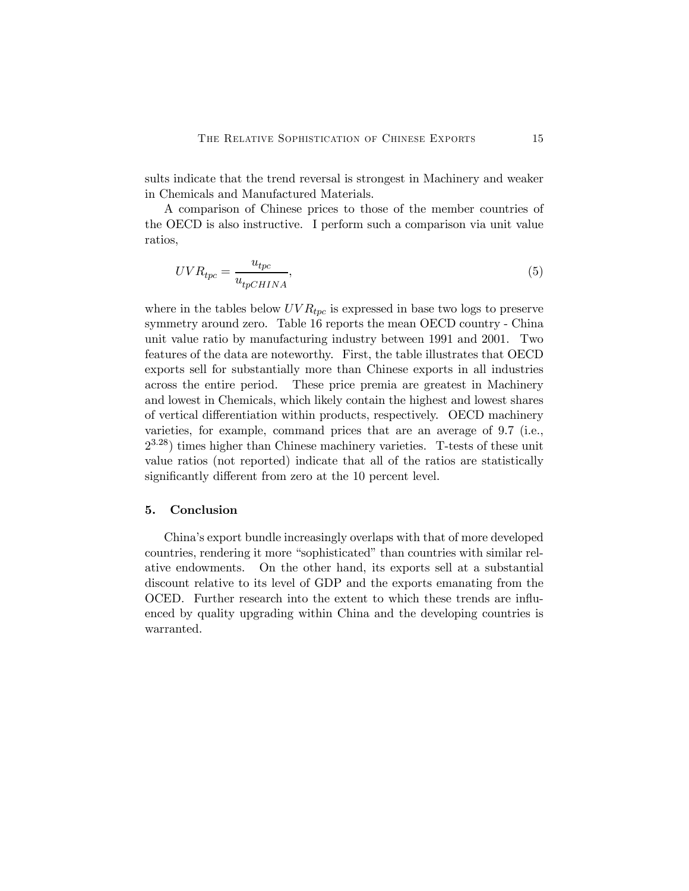sults indicate that the trend reversal is strongest in Machinery and weaker in Chemicals and Manufactured Materials.

A comparison of Chinese prices to those of the member countries of the OECD is also instructive. I perform such a comparison via unit value ratios,

$$UVR_{tpc} = \frac{u_{tpc}}{u_{tpCHINA}}, \tag{5}$$

where in the tables below $UVR_{tpc}$ is expressed in base two logs to preserve symmetry around zero. Table 16 reports the mean OECD country - China unit value ratio by manufacturing industry between 1991 and 2001. Two features of the data are noteworthy. First, the table illustrates that OECD exports sell for substantially more than Chinese exports in all industries across the entire period. These price premia are greatest in Machinery and lowest in Chemicals, which likely contain the highest and lowest shares of vertical differentiation within products, respectively. OECD machinery varieties, for example, command prices that are an average of 9.7 (i.e., $2^{3.28}$) times higher than Chinese machinery varieties. T-tests of these unit value ratios (not reported) indicate that all of the ratios are statistically significantly different from zero at the 10 percent level.

## 5. Conclusion

China's export bundle increasingly overlaps with that of more developed countries, rendering it more "sophisticated" than countries with similar relative endowments. On the other hand, its exports sell at a substantial discount relative to its level of GDP and the exports emanating from the OCED. Further research into the extent to which these trends are influenced by quality upgrading within China and the developing countries is warranted.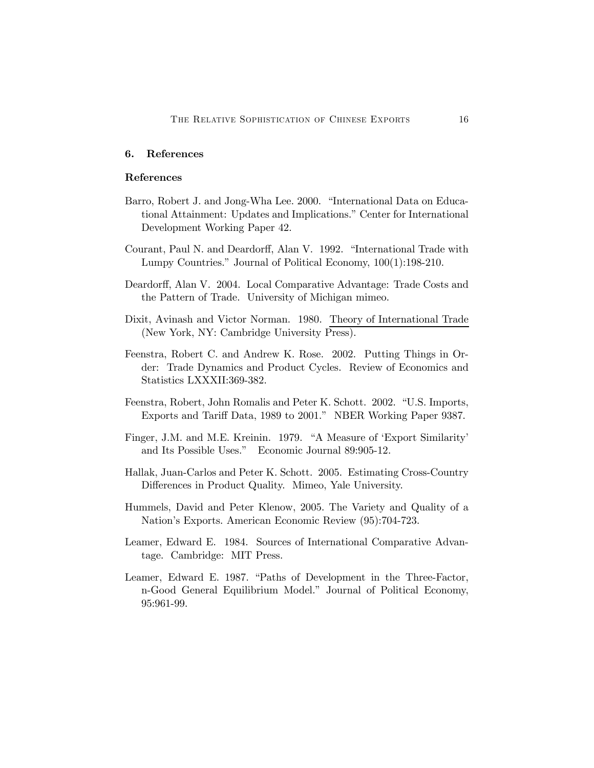## 6. References

### References

Barro, Robert J. and Jong-Wha Lee. 2000. "International Data on Educational Attainment: Updates and Implications." Center for International Development Working Paper 42.

Courant, Paul N. and Deardorff, Alan V. 1992. "International Trade with Lumpy Countries." Journal of Political Economy, 100(1):198-210.

Deardorff, Alan V. 2004. Local Comparative Advantage: Trade Costs and the Pattern of Trade. University of Michigan mimeo.

Dixit, Avinash and Victor Norman. 1980. Theory of International Trade (New York, NY: Cambridge University Press).

Feenstra, Robert C. and Andrew K. Rose. 2002. Putting Things in Order: Trade Dynamics and Product Cycles. Review of Economics and Statistics LXXXII:369-382.

Feenstra, Robert, John Romalis and Peter K. Schott. 2002. "U.S. Imports, Exports and Tariff Data, 1989 to 2001." NBER Working Paper 9387.

Finger, J.M. and M.E. Kreinin. 1979. "A Measure of 'Export Similarity' and Its Possible Uses." Economic Journal 89:905-12.

Hallak, Juan-Carlos and Peter K. Schott. 2005. Estimating Cross-Country Differences in Product Quality. Mimeo, Yale University.

Hummels, David and Peter Klenow, 2005. The Variety and Quality of a Nation's Exports. American Economic Review (95):704-723.

Leamer, Edward E. 1984. Sources of International Comparative Advantage. Cambridge: MIT Press.

Leamer, Edward E. 1987. "Paths of Development in the Three-Factor, n-Good General Equilibrium Model." Journal of Political Economy, 95:961-99.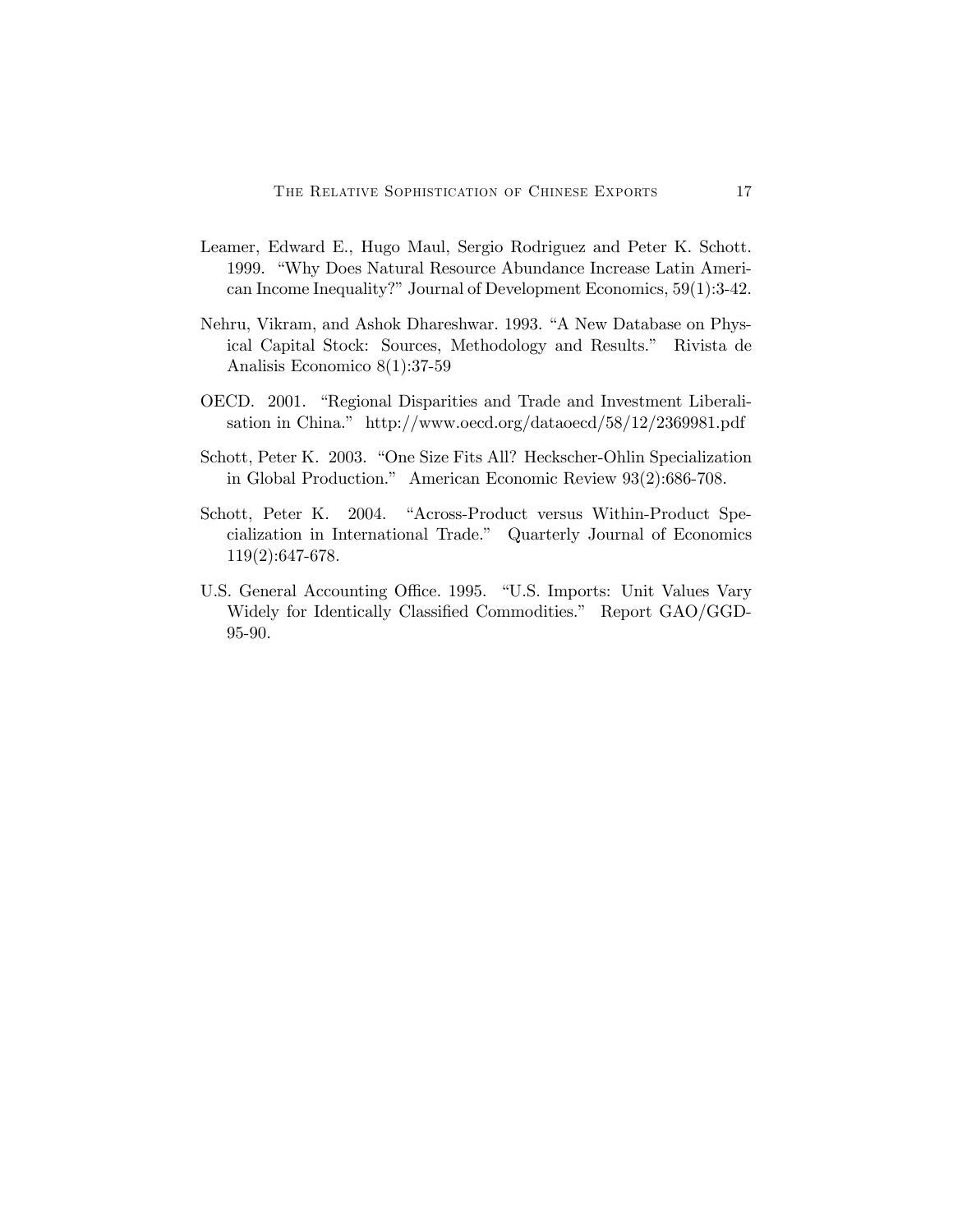Leamer, Edward E., Hugo Maul, Sergio Rodriguez and Peter K. Schott. 1999. "Why Does Natural Resource Abundance Increase Latin American Income Inequality?" Journal of Development Economics, 59(1):3-42.

Nehru, Vikram, and Ashok Dhareshwar. 1993. "A New Database on Physical Capital Stock: Sources, Methodology and Results." Rivista de Analisis Economico 8(1):37-59

OECD. 2001. "Regional Disparities and Trade and Investment Liberalisation in China." http://www.oecd.org/dataoecd/58/12/2369981.pdf

Schott, Peter K. 2003. "One Size Fits All? Heckscher-Ohlin Specialization in Global Production." American Economic Review 93(2):686-708.

Schott, Peter K. 2004. "Across-Product versus Within-Product Specialization in International Trade." Quarterly Journal of Economics 119(2):647-678.

U.S. General Accounting Office. 1995. "U.S. Imports: Unit Values Vary Widely for Identically Classified Commodities." Report GAO/GGD-95-90.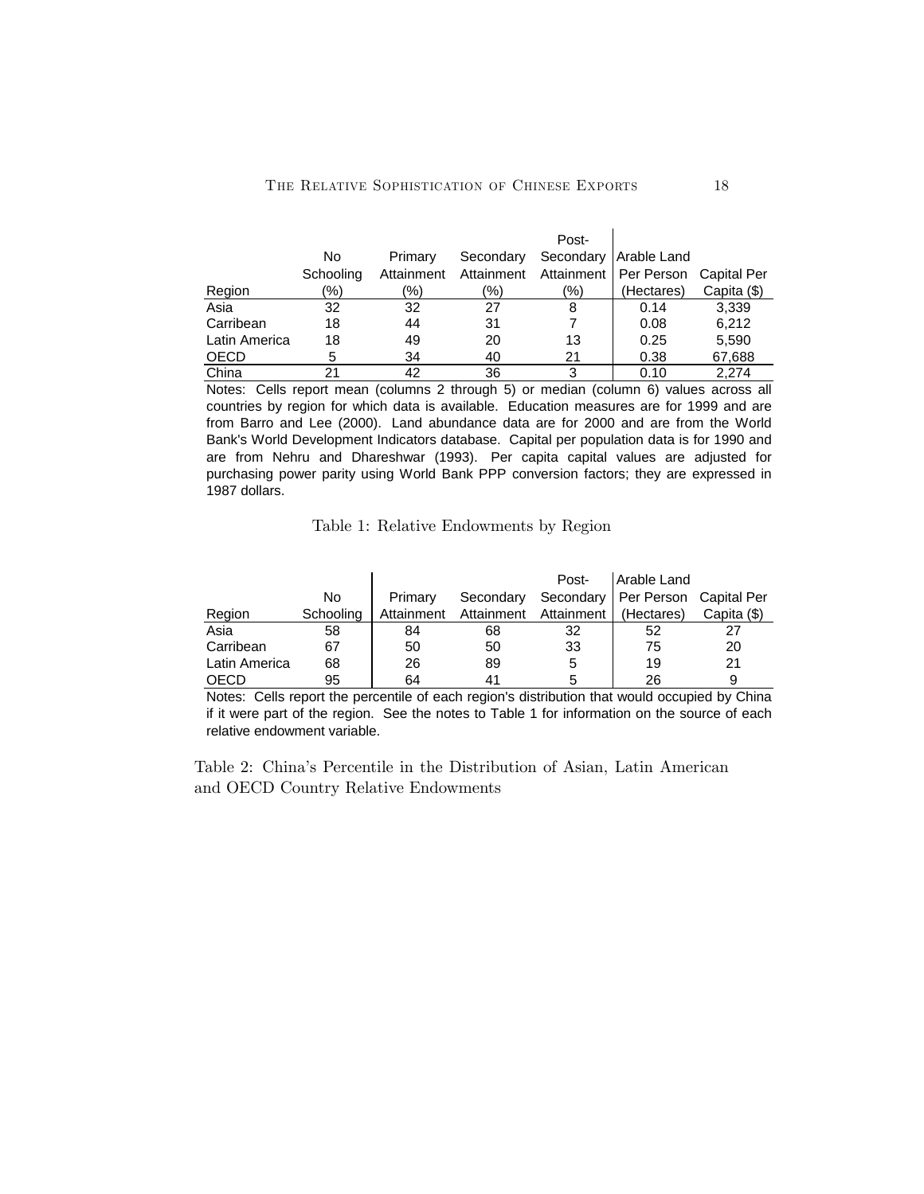| Region | No Schooling (%) | Primary Attainment (%) | Secondary Attainment (%) | Post-Secondary Attainment (%) | Arable Land Per Person (Hectares) | Capital Per Capita ($) |
|---|---|---|---|---|---|---|
| Asia | 32 | 32 | 27 | 8 | 0.14 | 3,339 |
| Carribean | 18 | 44 | 31 | 7 | 0.08 | 6,212 |
| Latin America | 18 | 49 | 20 | 13 | 0.25 | 5,590 |
| OECD | 5 | 34 | 40 | 21 | 0.38 | 67,688 |
| China | 21 | 42 | 36 | 3 | 0.10 | 2,274 |

Notes: Cells report mean (columns 2 through 5) or median (column 6) values across all countries by region for which data is available. Education measures are for 1999 and are from Barro and Lee (2000). Land abundance data are for 2000 and are from the World Bank's World Development Indicators database. Capital per population data is for 1990 and are from Nehru and Dhareshwar (1993). Per capita capital values are adjusted for purchasing power parity using World Bank PPP conversion factors; they are expressed in 1987 dollars.

Table 1: Relative Endowments by Region

| Region | No Schooling | Primary Attainment | Secondary Attainment | Post-Secondary Attainment | Arable Land Per Person (Hectares) | Capital Per Capita ($) |
|---|---|---|---|---|---|---|
| Asia | 58 | 84 | 68 | 32 | 52 | 27 |
| Carribean | 67 | 50 | 50 | 33 | 75 | 20 |
| Latin America | 68 | 26 | 89 | 5 | 19 | 21 |
| OECD | 95 | 64 | 41 | 5 | 26 | 9 |

Notes: Cells report the percentile of each region's distribution that would occupied by China if it were part of the region. See the notes to Table 1 for information on the source of each relative endowment variable.

Table 2: China's Percentile in the Distribution of Asian, Latin American and OECD Country Relative Endowments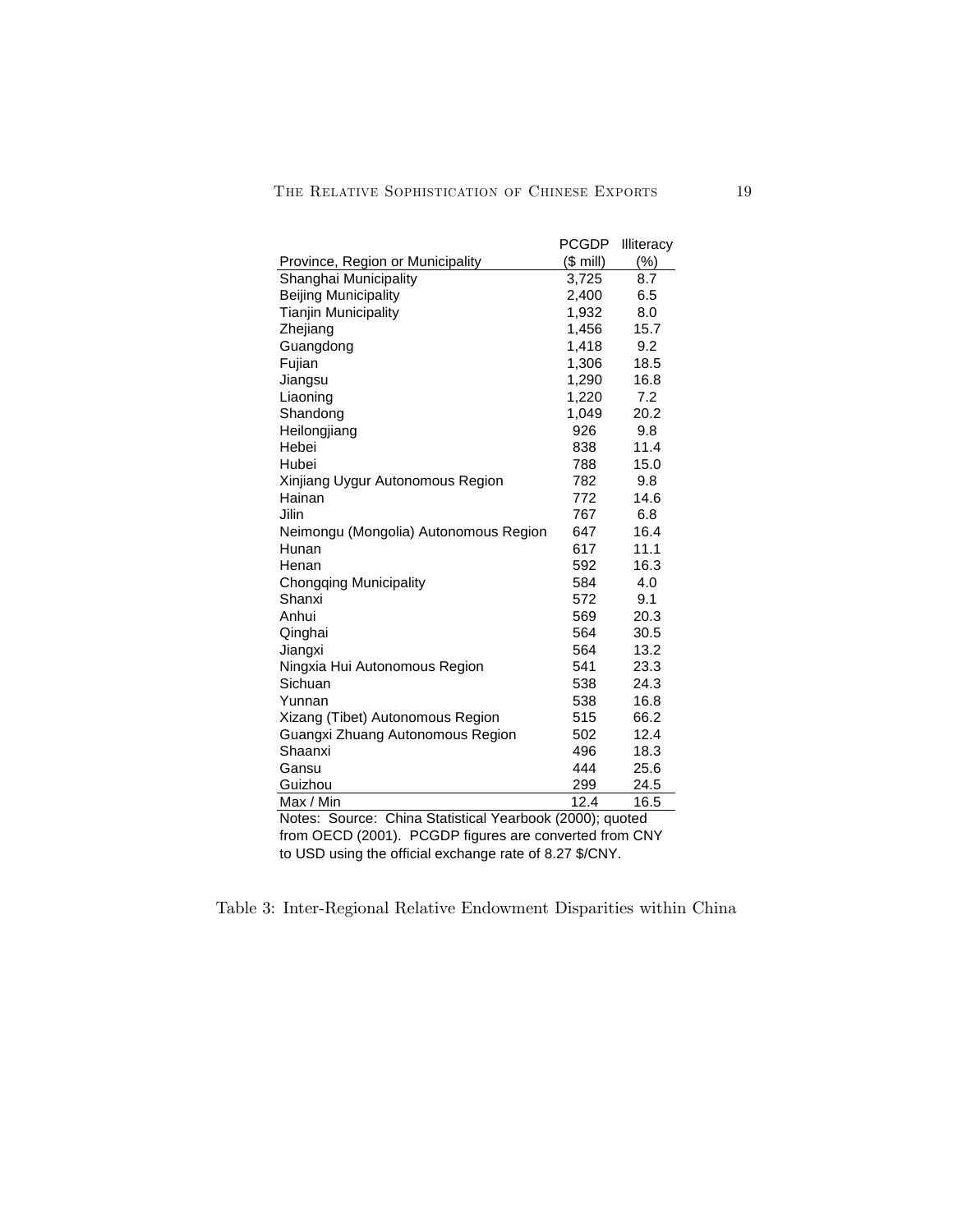| Province, Region or Municipality | PCGDP ($ mill) | Illiteracy (%) |
|---|---|---|
| Shanghai Municipality | 3,725 | 8.7 |
| Beijing Municipality | 2,400 | 6.5 |
| Tianjin Municipality | 1,932 | 8.0 |
| Zhejiang | 1,456 | 15.7 |
| Guangdong | 1,418 | 9.2 |
| Fujian | 1,306 | 18.5 |
| Jiangsu | 1,290 | 16.8 |
| Liaoning | 1,220 | 7.2 |
| Shandong | 1,049 | 20.2 |
| Heilongjiang | 926 | 9.8 |
| Hebei | 838 | 11.4 |
| Hubei | 788 | 15.0 |
| Xinjiang Uygur Autonomous Region | 782 | 9.8 |
| Hainan | 772 | 14.6 |
| Jilin | 767 | 6.8 |
| Neimongu (Mongolia) Autonomous Region | 647 | 16.4 |
| Hunan | 617 | 11.1 |
| Henan | 592 | 16.3 |
| Chongqing Municipality | 584 | 4.0 |
| Shanxi | 572 | 9.1 |
| Anhui | 569 | 20.3 |
| Qinghai | 564 | 30.5 |
| Jiangxi | 564 | 13.2 |
| Ningxia Hui Autonomous Region | 541 | 23.3 |
| Sichuan | 538 | 24.3 |
| Yunnan | 538 | 16.8 |
| Xizang (Tibet) Autonomous Region | 515 | 66.2 |
| Guangxi Zhuang Autonomous Region | 502 | 12.4 |
| Shaanxi | 496 | 18.3 |
| Gansu | 444 | 25.6 |
| Guizhou | 299 | 24.5 |
| Max / Min | 12.4 | 16.5 |

Notes: Source: China Statistical Yearbook (2000); quoted from OECD (2001). PCGDP figures are converted from CNY to USD using the official exchange rate of 8.27 $/CNY.

Table 3: Inter-Regional Relative Endowment Disparities within China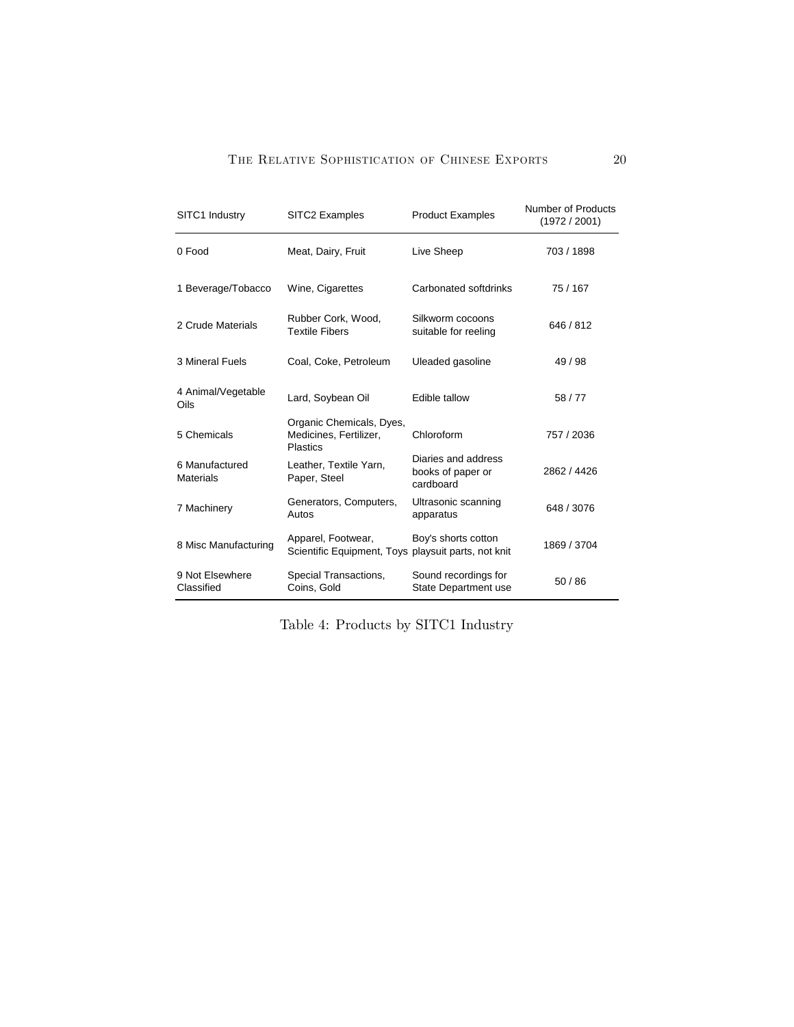| SITC1 Industry | SITC2 Examples | Product Examples | Number of Products (1972 / 2001) |
|---|---|---|---|
| 0 Food | Meat, Dairy, Fruit | Live Sheep | 703 / 1898 |
| 1 Beverage/Tobacco | Wine, Cigarettes | Carbonated softdrinks | 75 / 167 |
| 2 Crude Materials | Rubber Cork, Wood, Textile Fibers | Silkworm cocoons suitable for reeling | 646 / 812 |
| 3 Mineral Fuels | Coal, Coke, Petroleum | Uleaded gasoline | 49 / 98 |
| 4 Animal/Vegetable Oils | Lard, Soybean Oil | Edible tallow | 58 / 77 |
| 5 Chemicals | Organic Chemicals, Dyes, Medicines, Fertilizer, Plastics | Chloroform | 757 / 2036 |
| 6 Manufactured Materials | Leather, Textile Yarn, Paper, Steel | Diaries and address books of paper or cardboard | 2862 / 4426 |
| 7 Machinery | Generators, Computers, Autos | Ultrasonic scanning apparatus | 648 / 3076 |
| 8 Misc Manufacturing | Apparel, Footwear, Scientific Equipment, Toys | Boy's shorts cotton playsuit parts, not knit | 1869 / 3704 |
| 9 Not Elsewhere Classified | Special Transactions, Coins, Gold | Sound recordings for State Department use | 50 / 86 |

Table 4: Products by SITC1 Industry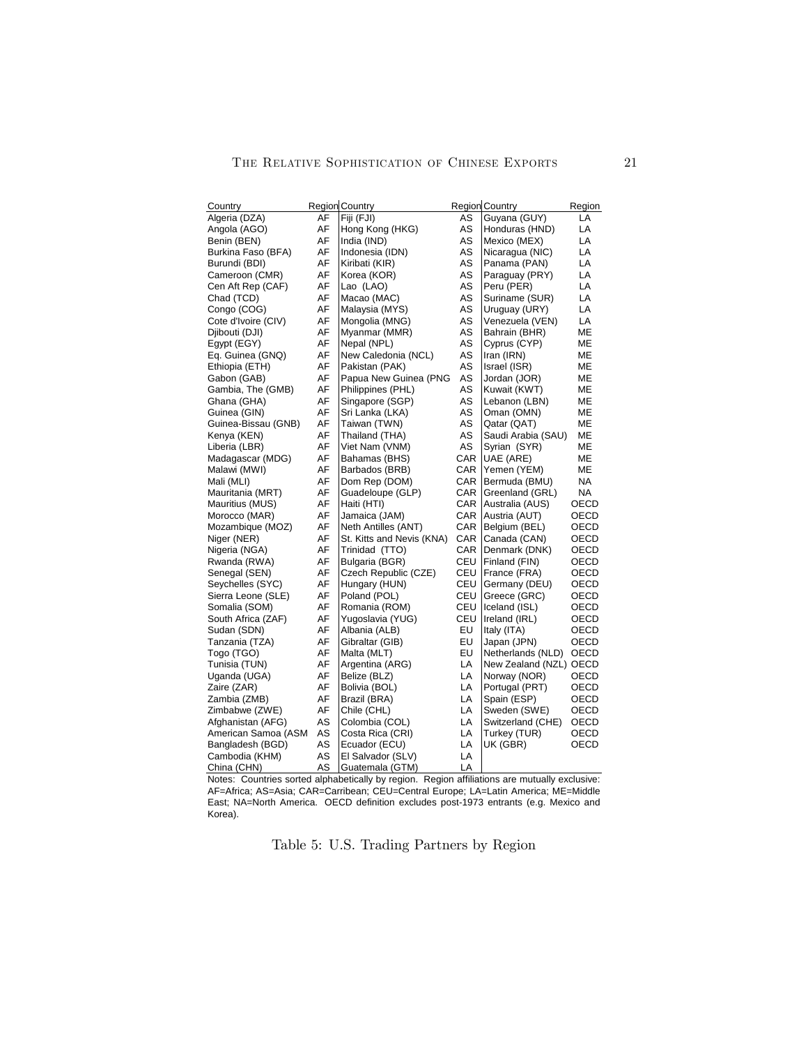| Country | Region | Country | Region | Country | Region |
|---|---|---|---|---|---|
| Algeria (DZA) | AF | Fiji (FJI) | AS | Guyana (GUY) | LA |
| Angola (AGO) | AF | Hong Kong (HKG) | AS | Honduras (HND) | LA |
| Benin (BEN) | AF | India (IND) | AS | Mexico (MEX) | LA |
| Burkina Faso (BFA) | AF | Indonesia (IDN) | AS | Nicaragua (NIC) | LA |
| Burundi (BDI) | AF | Kiribati (KIR) | AS | Panama (PAN) | LA |
| Cameroon (CMR) | AF | Korea (KOR) | AS | Paraguay (PRY) | LA |
| Cen Aft Rep (CAF) | AF | Lao (LAO) | AS | Peru (PER) | LA |
| Chad (TCD) | AF | Macao (MAC) | AS | Suriname (SUR) | LA |
| Congo (COG) | AF | Malaysia (MYS) | AS | Uruguay (URY) | LA |
| Cote d'Ivoire (CIV) | AF | Mongolia (MNG) | AS | Venezuela (VEN) | LA |
| Djibouti (DJI) | AF | Myanmar (MMR) | AS | Bahrain (BHR) | ME |
| Egypt (EGY) | AF | Nepal (NPL) | AS | Cyprus (CYP) | ME |
| Eq. Guinea (GNQ) | AF | New Caledonia (NCL) | AS | Iran (IRN) | ME |
| Ethiopia (ETH) | AF | Pakistan (PAK) | AS | Israel (ISR) | ME |
| Gabon (GAB) | AF | Papua New Guinea (PNG | AS | Jordan (JOR) | ME |
| Gambia, The (GMB) | AF | Philippines (PHL) | AS | Kuwait (KWT) | ME |
| Ghana (GHA) | AF | Singapore (SGP) | AS | Lebanon (LBN) | ME |
| Guinea (GIN) | AF | Sri Lanka (LKA) | AS | Oman (OMN) | ME |
| Guinea-Bissau (GNB) | AF | Taiwan (TWN) | AS | Qatar (QAT) | ME |
| Kenya (KEN) | AF | Thailand (THA) | AS | Saudi Arabia (SAU) | ME |
| Liberia (LBR) | AF | Viet Nam (VNM) | AS | Syrian (SYR) | ME |
| Madagascar (MDG) | AF | Bahamas (BHS) | CAR | UAE (ARE) | ME |
| Malawi (MWI) | AF | Barbados (BRB) | CAR | Yemen (YEM) | ME |
| Mali (MLI) | AF | Dom Rep (DOM) | CAR | Bermuda (BMU) | NA |
| Mauritania (MRT) | AF | Guadeloupe (GLP) | CAR | Greenland (GRL) | NA |
| Mauritius (MUS) | AF | Haiti (HTI) | CAR | Australia (AUS) | OECD |
| Morocco (MAR) | AF | Jamaica (JAM) | CAR | Austria (AUT) | OECD |
| Mozambique (MOZ) | AF | Neth Antilles (ANT) | CAR | Belgium (BEL) | OECD |
| Niger (NER) | AF | St. Kitts and Nevis (KNA) | CAR | Canada (CAN) | OECD |
| Nigeria (NGA) | AF | Trinidad (TTO) | CAR | Denmark (DNK) | OECD |
| Rwanda (RWA) | AF | Bulgaria (BGR) | CEU | Finland (FIN) | OECD |
| Senegal (SEN) | AF | Czech Republic (CZE) | CEU | France (FRA) | OECD |
| Seychelles (SYC) | AF | Hungary (HUN) | CEU | Germany (DEU) | OECD |
| Sierra Leone (SLE) | AF | Poland (POL) | CEU | Greece (GRC) | OECD |
| Somalia (SOM) | AF | Romania (ROM) | CEU | Iceland (ISL) | OECD |
| South Africa (ZAF) | AF | Yugoslavia (YUG) | CEU | Ireland (IRL) | OECD |
| Sudan (SDN) | AF | Albania (ALB) | EU | Italy (ITA) | OECD |
| Tanzania (TZA) | AF | Gibraltar (GIB) | EU | Japan (JPN) | OECD |
| Togo (TGO) | AF | Malta (MLT) | EU | Netherlands (NLD) | OECD |
| Tunisia (TUN) | AF | Argentina (ARG) | LA | New Zealand (NZL) | OECD |
| Uganda (UGA) | AF | Belize (BLZ) | LA | Norway (NOR) | OECD |
| Zaire (ZAR) | AF | Bolivia (BOL) | LA | Portugal (PRT) | OECD |
| Zambia (ZMB) | AF | Brazil (BRA) | LA | Spain (ESP) | OECD |
| Zimbabwe (ZWE) | AF | Chile (CHL) | LA | Sweden (SWE) | OECD |
| Afghanistan (AFG) | AS | Colombia (COL) | LA | Switzerland (CHE) | OECD |
| American Samoa (ASM | AS | Costa Rica (CRI) | LA | Turkey (TUR) | OECD |
| Bangladesh (BGD) | AS | Ecuador (ECU) | LA | UK (GBR) | OECD |
| Cambodia (KHM) | AS | El Salvador (SLV) | LA | | |
| China (CHN) | AS | Guatemala (GTM) | LA | | |

Notes: Countries sorted alphabetically by region. Region affiliations are mutually exclusive: AF=Africa; AS=Asia; CAR=Carribean; CEU=Central Europe; LA=Latin America; ME=Middle East; NA=North America. OECD definition excludes post-1973 entrants (e.g. Mexico and Korea).

Table 5: U.S. Trading Partners by Region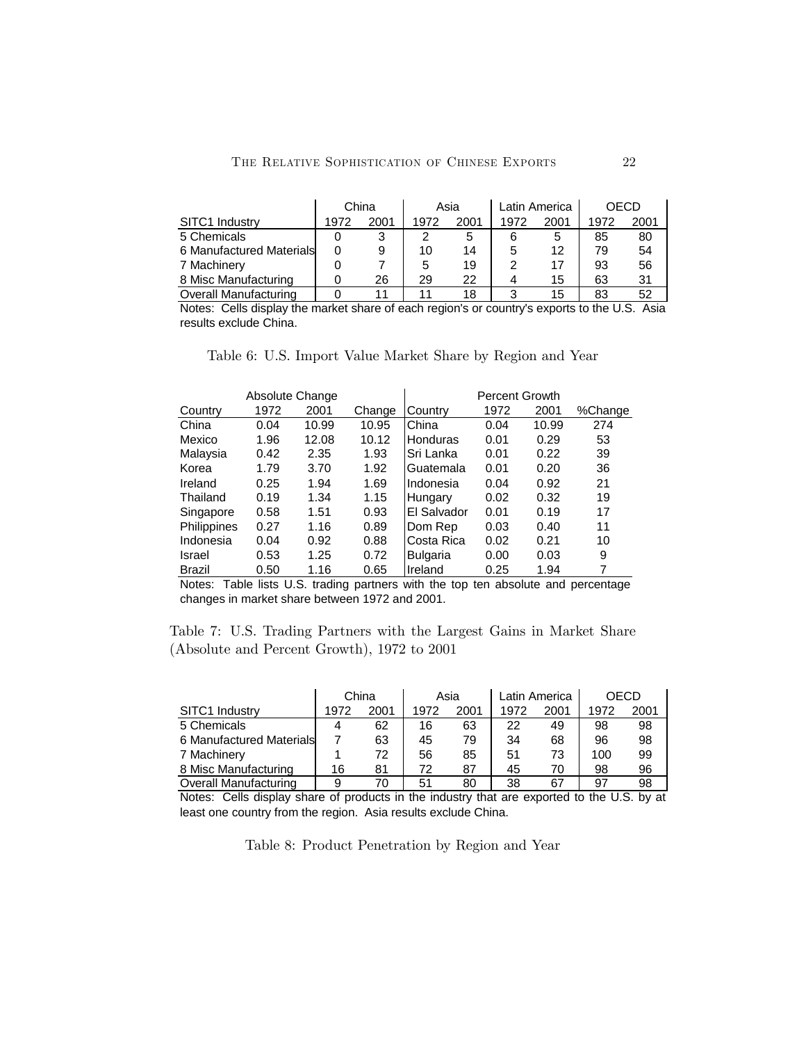| | China | | Asia | | Latin America | | OECD | |
|---|---|---|---|---|---|---|---|---|
| SITC1 Industry | 1972 | 2001 | 1972 | 2001 | 1972 | 2001 | 1972 | 2001 |
| 5 Chemicals | 0 | 3 | 2 | 5 | 6 | 5 | 85 | 80 |
| 6 Manufactured Materials | 0 | 9 | 10 | 14 | 5 | 12 | 79 | 54 |
| 7 Machinery | 0 | 7 | 5 | 19 | 2 | 17 | 93 | 56 |
| 8 Misc Manufacturing | 0 | 26 | 29 | 22 | 4 | 15 | 63 | 31 |
| Overall Manufacturing | 0 | 11 | 11 | 18 | 3 | 15 | 83 | 52 |

Notes: Cells display the market share of each region's or country's exports to the U.S. Asia results exclude China.

Table 6: U.S. Import Value Market Share by Region and Year

| Absolute Change | | | | Percent Growth | | | |
|---|---|---|---|---|---|---|---|
| Country | 1972 | 2001 | Change | Country | 1972 | 2001 | %Change |
| China | 0.04 | 10.99 | 10.95 | China | 0.04 | 10.99 | 274 |
| Mexico | 1.96 | 12.08 | 10.12 | Honduras | 0.01 | 0.29 | 53 |
| Malaysia | 0.42 | 2.35 | 1.93 | Sri Lanka | 0.01 | 0.22 | 39 |
| Korea | 1.79 | 3.70 | 1.92 | Guatemala | 0.01 | 0.20 | 36 |
| Ireland | 0.25 | 1.94 | 1.69 | Indonesia | 0.04 | 0.92 | 21 |
| Thailand | 0.19 | 1.34 | 1.15 | Hungary | 0.02 | 0.32 | 19 |
| Singapore | 0.58 | 1.51 | 0.93 | El Salvador | 0.01 | 0.19 | 17 |
| Philippines | 0.27 | 1.16 | 0.89 | Dom Rep | 0.03 | 0.40 | 11 |
| Indonesia | 0.04 | 0.92 | 0.88 | Costa Rica | 0.02 | 0.21 | 10 |
| Israel | 0.53 | 1.25 | 0.72 | Bulgaria | 0.00 | 0.03 | 9 |
| Brazil | 0.50 | 1.16 | 0.65 | Ireland | 0.25 | 1.94 | 7 |

Notes: Table lists U.S. trading partners with the top ten absolute and percentage changes in market share between 1972 and 2001.

Table 7: U.S. Trading Partners with the Largest Gains in Market Share (Absolute and Percent Growth), 1972 to 2001

| | China | | Asia | | Latin America | | OECD | |
|---|---|---|---|---|---|---|---|---|
| SITC1 Industry | 1972 | 2001 | 1972 | 2001 | 1972 | 2001 | 1972 | 2001 |
| 5 Chemicals | 4 | 62 | 16 | 63 | 22 | 49 | 98 | 98 |
| 6 Manufactured Materials | 7 | 63 | 45 | 79 | 34 | 68 | 96 | 98 |
| 7 Machinery | 1 | 72 | 56 | 85 | 51 | 73 | 100 | 99 |
| 8 Misc Manufacturing | 16 | 81 | 72 | 87 | 45 | 70 | 98 | 96 |
| Overall Manufacturing | 9 | 70 | 51 | 80 | 38 | 67 | 97 | 98 |

Notes: Cells display share of products in the industry that are exported to the U.S. by at least one country from the region. Asia results exclude China.

Table 8: Product Penetration by Region and Year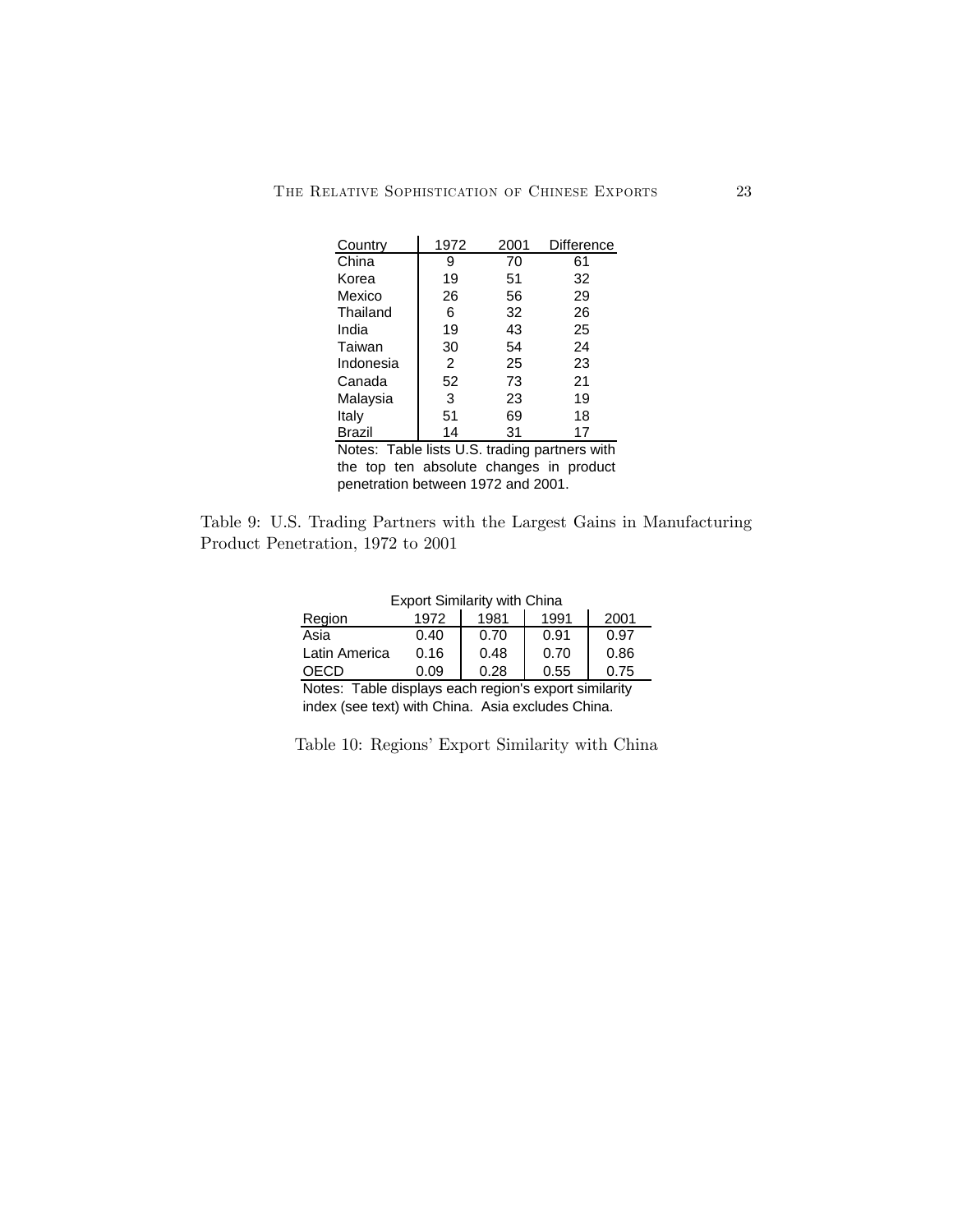| Country | 1972 | 2001 | Difference |
|---|---|---|---|
| China | 9 | 70 | 61 |
| Korea | 19 | 51 | 32 |
| Mexico | 26 | 56 | 29 |
| Thailand | 6 | 32 | 26 |
| India | 19 | 43 | 25 |
| Taiwan | 30 | 54 | 24 |
| Indonesia | 2 | 25 | 23 |
| Canada | 52 | 73 | 21 |
| Malaysia | 3 | 23 | 19 |
| Italy | 51 | 69 | 18 |
| Brazil | 14 | 31 | 17 |

Notes: Table lists U.S. trading partners with the top ten absolute changes in product penetration between 1972 and 2001.

Table 9: U.S. Trading Partners with the Largest Gains in Manufacturing Product Penetration, 1972 to 2001

| Export Similarity with China | | | | |
|---|---|---|---|---|
| Region | 1972 | 1981 | 1991 | 2001 |
| Asia | 0.40 | 0.70 | 0.91 | 0.97 |
| Latin America | 0.16 | 0.48 | 0.70 | 0.86 |
| OECD | 0.09 | 0.28 | 0.55 | 0.75 |

Notes: Table displays each region's export similarity index (see text) with China. Asia excludes China.

Table 10: Regions' Export Similarity with China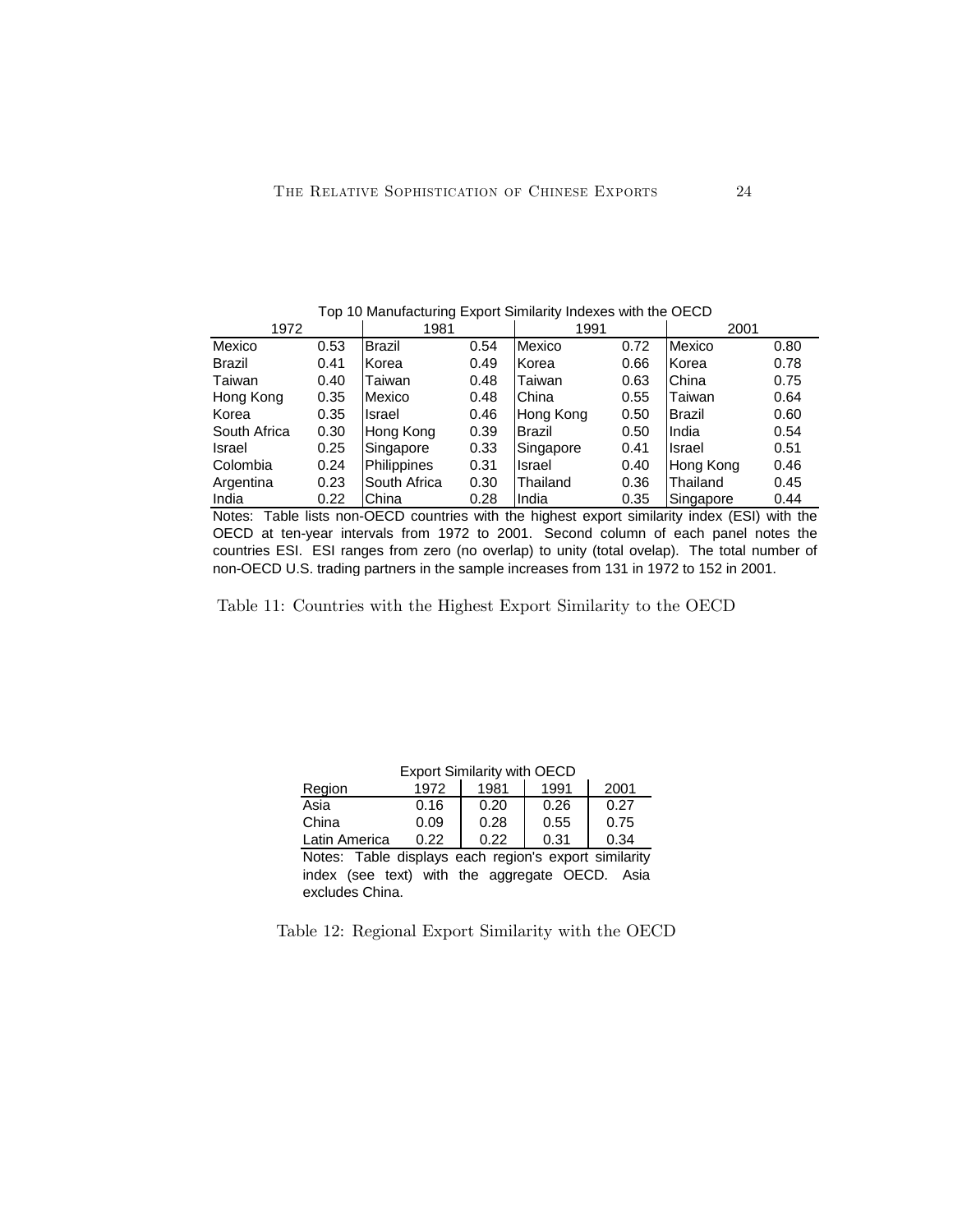Top 10 Manufacturing Export Similarity Indexes with the OECD

| 1972 | | 1981 | | 1991 | | 2001 | |
|---|---|---|---|---|---|---|---|
| Mexico | 0.53 | Brazil | 0.54 | Mexico | 0.72 | Mexico | 0.80 |
| Brazil | 0.41 | Korea | 0.49 | Korea | 0.66 | Korea | 0.78 |
| Taiwan | 0.40 | Taiwan | 0.48 | Taiwan | 0.63 | China | 0.75 |
| Hong Kong | 0.35 | Mexico | 0.48 | China | 0.55 | Taiwan | 0.64 |
| Korea | 0.35 | Israel | 0.46 | Hong Kong | 0.50 | Brazil | 0.60 |
| South Africa | 0.30 | Hong Kong | 0.39 | Brazil | 0.50 | India | 0.54 |
| Israel | 0.25 | Singapore | 0.33 | Singapore | 0.41 | Israel | 0.51 |
| Colombia | 0.24 | Philippines | 0.31 | Israel | 0.40 | Hong Kong | 0.46 |
| Argentina | 0.23 | South Africa | 0.30 | Thailand | 0.36 | Thailand | 0.45 |
| India | 0.22 | China | 0.28 | India | 0.35 | Singapore | 0.44 |

Notes: Table lists non-OECD countries with the highest export similarity index (ESI) with the OECD at ten-year intervals from 1972 to 2001. Second column of each panel notes the countries ESI. ESI ranges from zero (no overlap) to unity (total ovelap). The total number of non-OECD U.S. trading partners in the sample increases from 131 in 1972 to 152 in 2001.

Table 11: Countries with the Highest Export Similarity to the OECD

Export Similarity with OECD

| Region | 1972 | 1981 | 1991 | 2001 |
|---|---|---|---|---|
| Asia | 0.16 | 0.20 | 0.26 | 0.27 |
| China | 0.09 | 0.28 | 0.55 | 0.75 |
| Latin America | 0.22 | 0.22 | 0.31 | 0.34 |

Notes: Table displays each region's export similarity index (see text) with the aggregate OECD. Asia excludes China.

Table 12: Regional Export Similarity with the OECD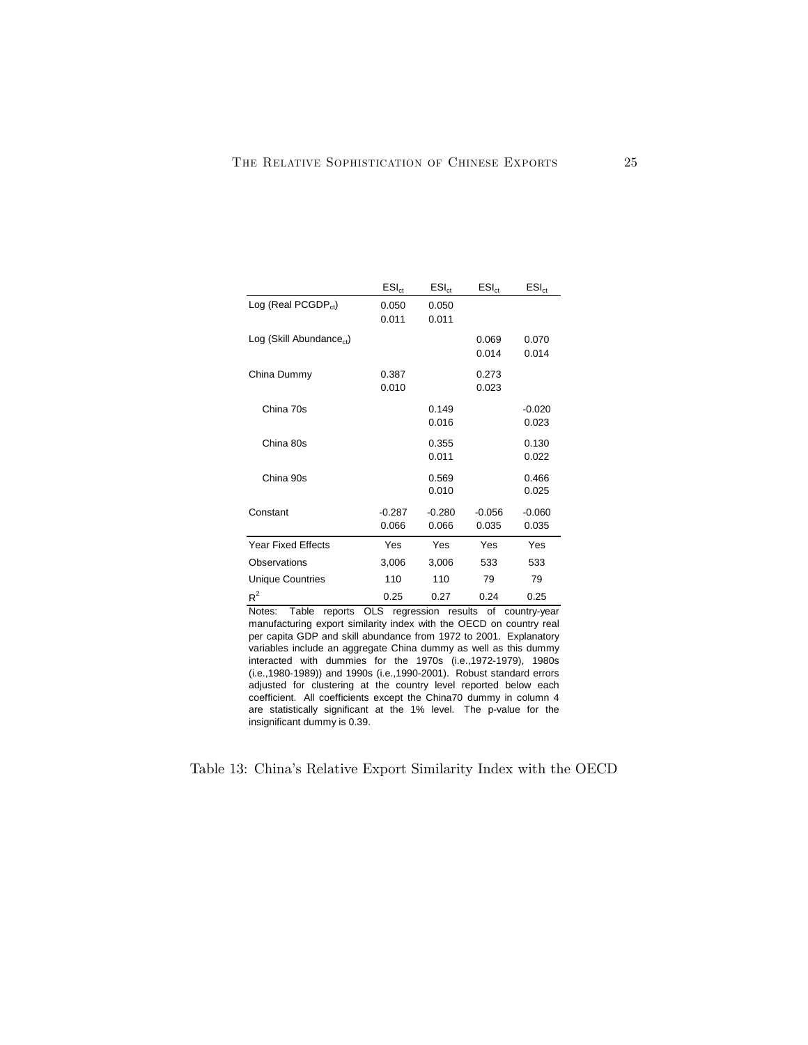| | $ESI_{ct}$ | $ESI_{ct}$ | $ESI_{ct}$ | $ESI_{ct}$ |
|---|---|---|---|---|
| Log (Real $PCGDP_{ct}$) | 0.050 | 0.050 | | |
| | 0.011 | 0.011 | | |
| Log (Skill $Abundance_{ct}$) | | | 0.069 | 0.070 |
| | | | 0.014 | 0.014 |
| China Dummy | 0.387 | | 0.273 | |
| | 0.010 | | 0.023 | |
| China 70s | | 0.149 | | -0.020 |
| | | 0.016 | | 0.023 |
| China 80s | | 0.355 | | 0.130 |
| | | 0.011 | | 0.022 |
| China 90s | | 0.569 | | 0.466 |
| | | 0.010 | | 0.025 |
| Constant | -0.287 | -0.280 | -0.056 | -0.060 |
| | 0.066 | 0.066 | 0.035 | 0.035 |
| Year Fixed Effects | Yes | Yes | Yes | Yes |
| Observations | 3,006 | 3,006 | 533 | 533 |
| Unique Countries | 110 | 110 | 79 | 79 |
| $R^2$ | 0.25 | 0.27 | 0.24 | 0.25 |

Notes: Table reports OLS regression results of country-year manufacturing export similarity index with the OECD on country real per capita GDP and skill abundance from 1972 to 2001. Explanatory variables include an aggregate China dummy as well as this dummy interacted with dummies for the 1970s (i.e.,1972-1979), 1980s (i.e.,1980-1989)) and 1990s (i.e.,1990-2001). Robust standard errors adjusted for clustering at the country level reported below each coefficient. All coefficients except the China70 dummy in column 4 are statistically significant at the 1% level. The p-value for the insignificant dummy is 0.39.

Table 13: China's Relative Export Similarity Index with the OECD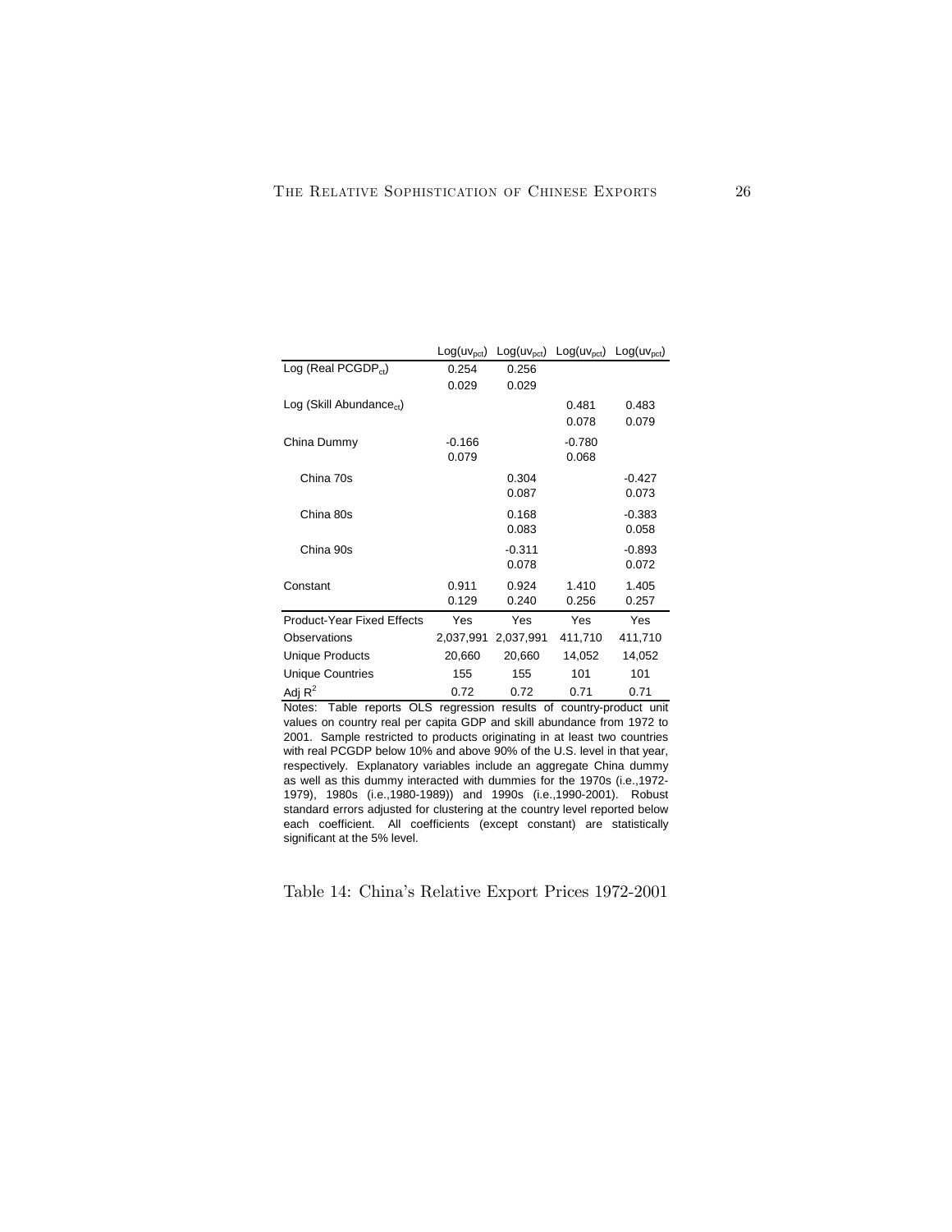| | $Log(uv_{pct})$ | $Log(uv_{pct})$ | $Log(uv_{pct})$ | $Log(uv_{pct})$ |
|---|---|---|---|---|
| Log (Real $PCGDP_{ct}$) | 0.254 | 0.256 | | |
| | 0.029 | 0.029 | | |
| Log (Skill $Abundance_{ct}$) | | | 0.481 | 0.483 |
| | | | 0.078 | 0.079 |
| China Dummy | -0.166 | | -0.780 | |
| | 0.079 | | 0.068 | |
| China 70s | | 0.304 | | -0.427 |
| | | 0.087 | | 0.073 |
| China 80s | | 0.168 | | -0.383 |
| | | 0.083 | | 0.058 |
| China 90s | | -0.311 | | -0.893 |
| | | 0.078 | | 0.072 |
| Constant | 0.911 | 0.924 | 1.410 | 1.405 |
| | 0.129 | 0.240 | 0.256 | 0.257 |
| Product-Year Fixed Effects | Yes | Yes | Yes | Yes |
| Observations | 2,037,991 | 2,037,991 | 411,710 | 411,710 |
| Unique Products | 20,660 | 20,660 | 14,052 | 14,052 |
| Unique Countries | 155 | 155 | 101 | 101 |
| Adj $R^2$ | 0.72 | 0.72 | 0.71 | 0.71 |

Notes: Table reports OLS regression results of country-product unit values on country real per capita GDP and skill abundance from 1972 to 2001. Sample restricted to products originating in at least two countries with real PCGDP below 10% and above 90% of the U.S. level in that year, respectively. Explanatory variables include an aggregate China dummy as well as this dummy interacted with dummies for the 1970s (i.e.,1972-1979), 1980s (i.e.,1980-1989)) and 1990s (i.e.,1990-2001). Robust standard errors adjusted for clustering at the country level reported below each coefficient. All coefficients (except constant) are statistically significant at the 5% level.

Table 14: China's Relative Export Prices 1972-2001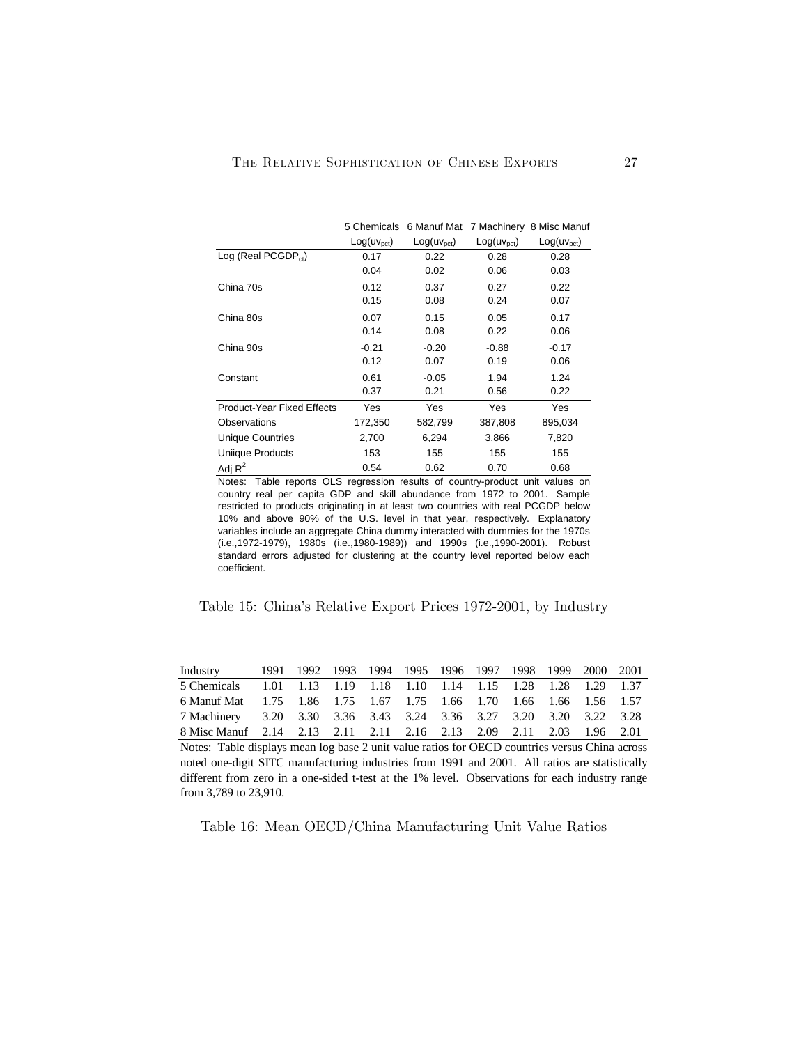| | 5 Chemicals | 6 Manuf Mat | 7 Machinery | 8 Misc Manuf |
|---|---|---|---|---|
| | $Log(uv_{pct})$ | $Log(uv_{pct})$ | $Log(uv_{pct})$ | $Log(uv_{pct})$ |
| Log (Real $PCGDP_{ct}$) | 0.17 | 0.22 | 0.28 | 0.28 |
| | 0.04 | 0.02 | 0.06 | 0.03 |
| China 70s | 0.12 | 0.37 | 0.27 | 0.22 |
| | 0.15 | 0.08 | 0.24 | 0.07 |
| China 80s | 0.07 | 0.15 | 0.05 | 0.17 |
| | 0.14 | 0.08 | 0.22 | 0.06 |
| China 90s | -0.21 | -0.20 | -0.88 | -0.17 |
| | 0.12 | 0.07 | 0.19 | 0.06 |
| Constant | 0.61 | -0.05 | 1.94 | 1.24 |
| | 0.37 | 0.21 | 0.56 | 0.22 |
| Product-Year Fixed Effects | Yes | Yes | Yes | Yes |
| Observations | 172,350 | 582,799 | 387,808 | 895,034 |
| Unique Countries | 2,700 | 6,294 | 3,866 | 7,820 |
| Uniique Products | 153 | 155 | 155 | 155 |
| Adj $R^2$ | 0.54 | 0.62 | 0.70 | 0.68 |

Notes: Table reports OLS regression results of country-product unit values on country real per capita GDP and skill abundance from 1972 to 2001. Sample restricted to products originating in at least two countries with real PCGDP below 10% and above 90% of the U.S. level in that year, respectively. Explanatory variables include an aggregate China dummy interacted with dummies for the 1970s (i.e.,1972-1979), 1980s (i.e.,1980-1989)) and 1990s (i.e.,1990-2001). Robust standard errors adjusted for clustering at the country level reported below each coefficient.

Table 15: China's Relative Export Prices 1972-2001, by Industry

| Industry | 1991 | 1992 | 1993 | 1994 | 1995 | 1996 | 1997 | 1998 | 1999 | 2000 | 2001 |
|---|---|---|---|---|---|---|---|---|---|---|---|
| 5 Chemicals | 1.01 | 1.13 | 1.19 | 1.18 | 1.10 | 1.14 | 1.15 | 1.28 | 1.28 | 1.29 | 1.37 |
| 6 Manuf Mat | 1.75 | 1.86 | 1.75 | 1.67 | 1.75 | 1.66 | 1.70 | 1.66 | 1.66 | 1.56 | 1.57 |
| 7 Machinery | 3.20 | 3.30 | 3.36 | 3.43 | 3.24 | 3.36 | 3.27 | 3.20 | 3.20 | 3.22 | 3.28 |
| 8 Misc Manuf | 2.14 | 2.13 | 2.11 | 2.11 | 2.16 | 2.13 | 2.09 | 2.11 | 2.03 | 1.96 | 2.01 |

Notes: Table displays mean log base 2 unit value ratios for OECD countries versus China across noted one-digit SITC manufacturing industries from 1991 and 2001. All ratios are statistically different from zero in a one-sided t-test at the 1% level. Observations for each industry range from 3,789 to 23,910.

Table 16: Mean OECD/China Manufacturing Unit Value Ratios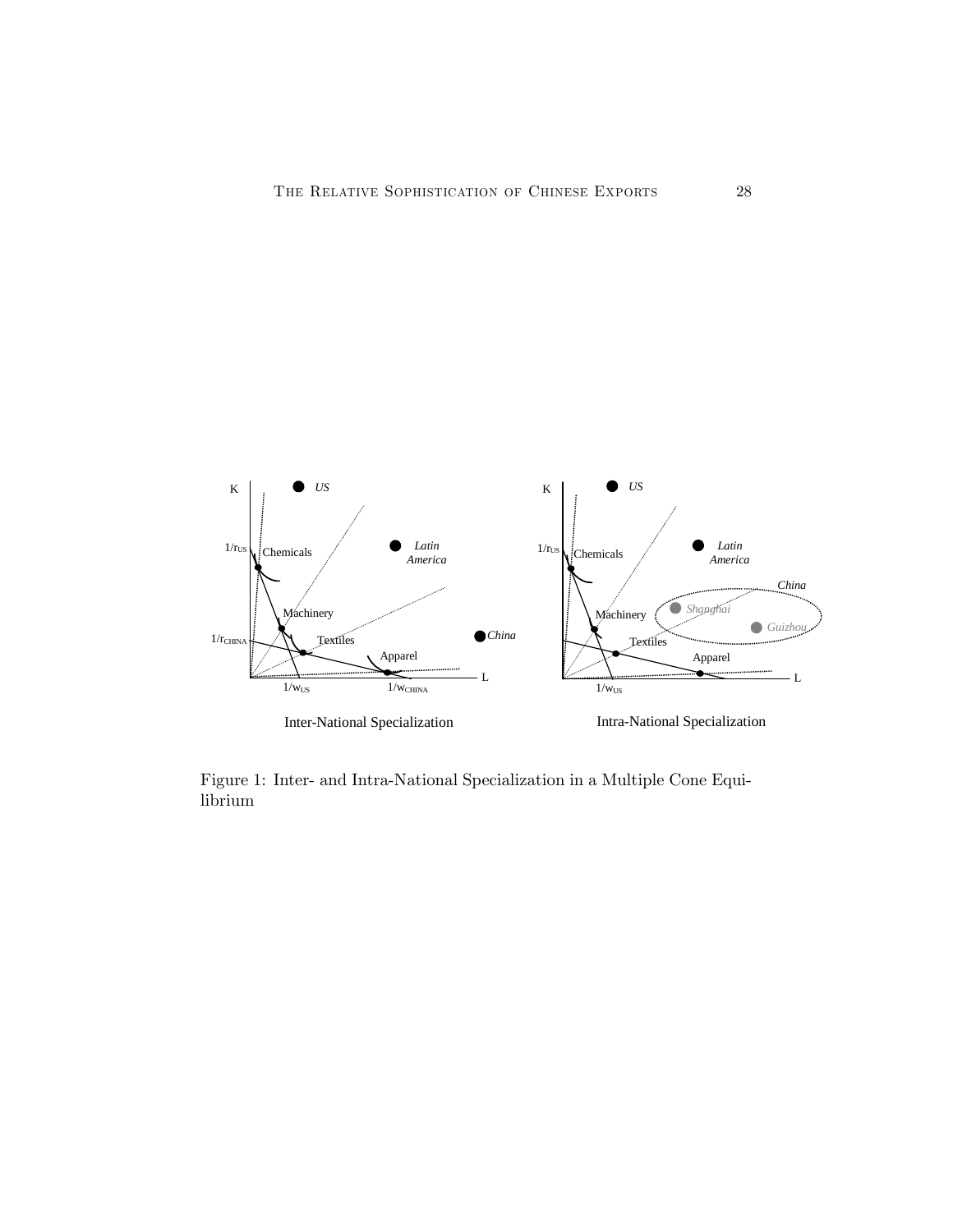Figure 1: Inter- and Intra-National Specialization in a Multiple Cone Equilibrium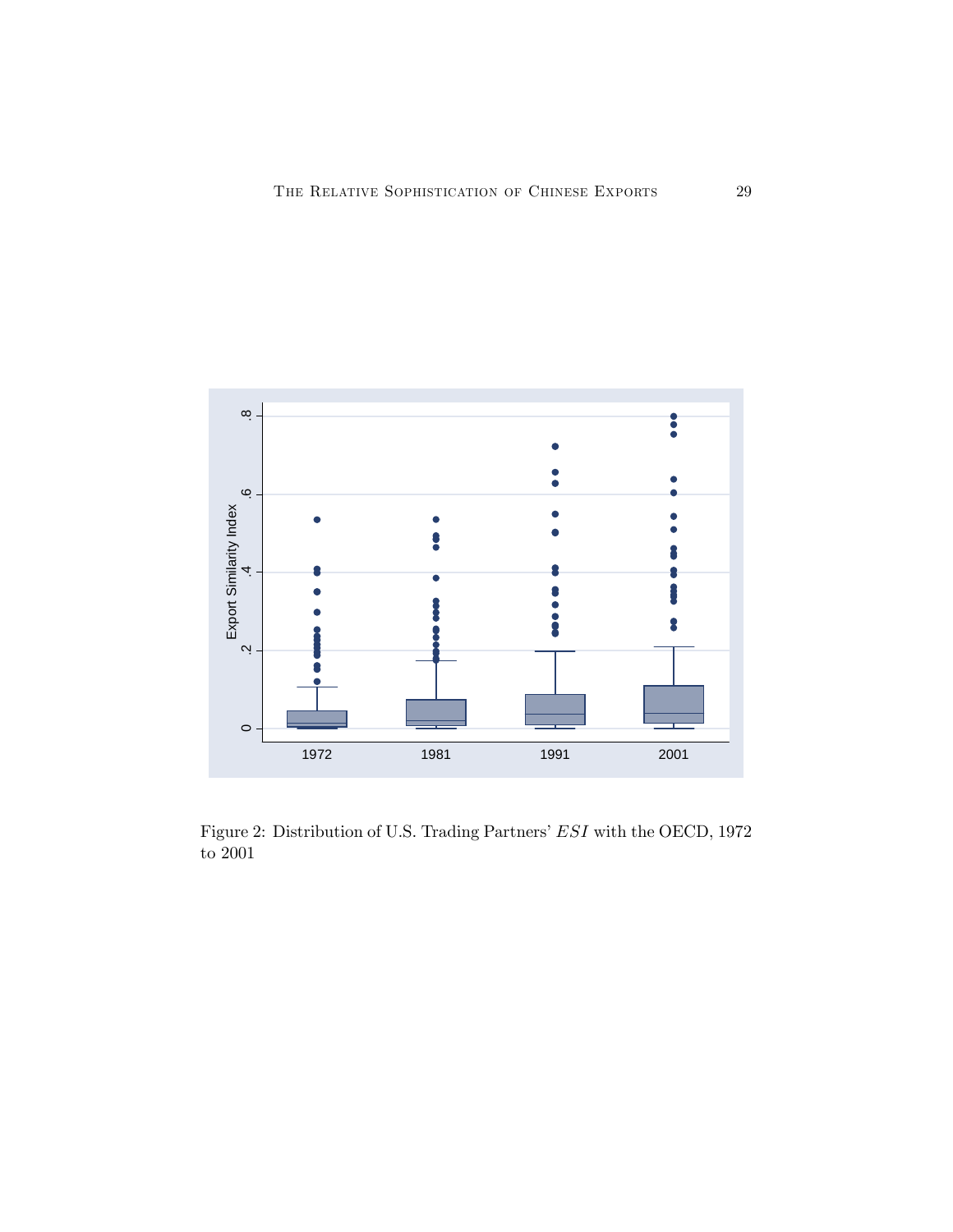Export Similarity Index

0

.2

.4

.6

.8

1972

1981

1991

2001

Figure 2: Distribution of U.S. Trading Partners' $ESI$ with the OECD, 1972 to 2001